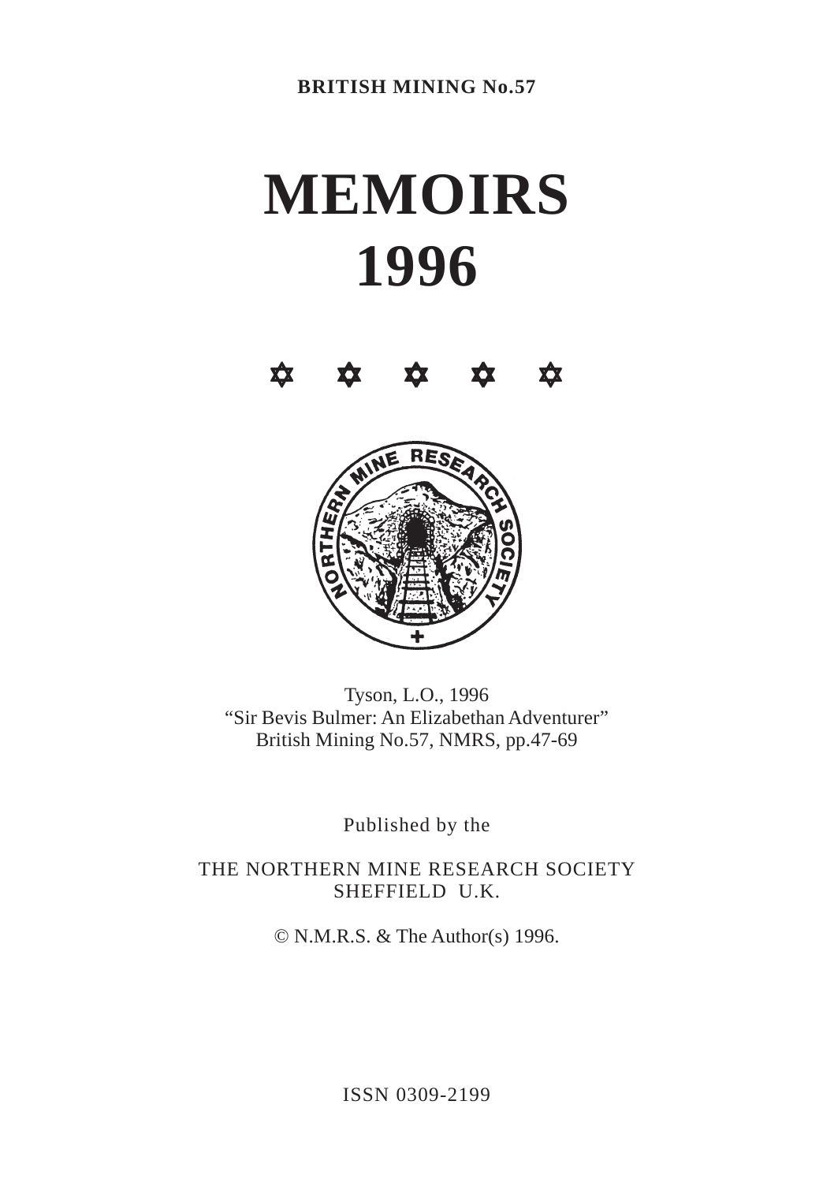**BRITISH MINING No.57**

# MEMOIRS
# 1996

✡ ✡ ✡ ✡ ✡

Tyson, L.O., 1996
"Sir Bevis Bulmer: An Elizabethan Adventurer"
British Mining No.57, NMRS, pp.47-69

Published by the

THE NORTHERN MINE RESEARCH SOCIETY
SHEFFIELD U.K.

© N.M.R.S. & The Author(s) 1996.

ISSN 0309-2199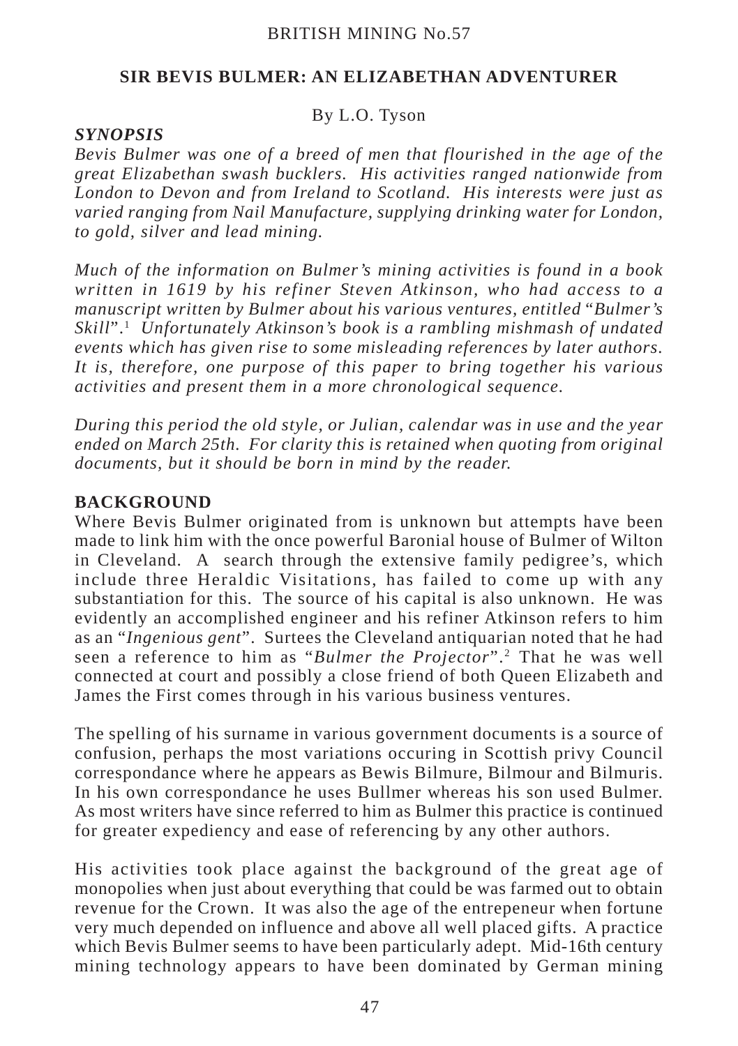## SIR BEVIS BULMER: AN ELIZABETHAN ADVENTURER

By L.O. Tyson

### *SYNOPSIS*

*Bevis Bulmer was one of a breed of men that flourished in the age of the great Elizabethan swash bucklers. His activities ranged nationwide from London to Devon and from Ireland to Scotland. His interests were just as varied ranging from Nail Manufacture, supplying drinking water for London, to gold, silver and lead mining.*

*Much of the information on Bulmer's mining activities is found in a book written in 1619 by his refiner Steven Atkinson, who had access to a manuscript written by Bulmer about his various ventures, entitled "Bulmer's Skill".*[1] *Unfortunately Atkinson's book is a rambling mishmash of undated events which has given rise to some misleading references by later authors. It is, therefore, one purpose of this paper to bring together his various activities and present them in a more chronological sequence.*

*During this period the old style, or Julian, calendar was in use and the year ended on March 25th. For clarity this is retained when quoting from original documents, but it should be born in mind by the reader.*

### BACKGROUND

Where Bevis Bulmer originated from is unknown but attempts have been made to link him with the once powerful Baronial house of Bulmer of Wilton in Cleveland. A search through the extensive family pedigree's, which include three Heraldic Visitations, has failed to come up with any substantiation for this. The source of his capital is also unknown. He was evidently an accomplished engineer and his refiner Atkinson refers to him as an "*Ingenious gent*". Surtees the Cleveland antiquarian noted that he had seen a reference to him as "*Bulmer the Projector*".[2] That he was well connected at court and possibly a close friend of both Queen Elizabeth and James the First comes through in his various business ventures.

The spelling of his surname in various government documents is a source of confusion, perhaps the most variations occuring in Scottish privy Council correspondance where he appears as Bewis Bilmure, Bilmour and Bilmuris. In his own correspondance he uses Bullmer whereas his son used Bulmer. As most writers have since referred to him as Bulmer this practice is continued for greater expediency and ease of referencing by any other authors.

His activities took place against the background of the great age of monopolies when just about everything that could be was farmed out to obtain revenue for the Crown. It was also the age of the entrepeneur when fortune very much depended on influence and above all well placed gifts. A practice which Bevis Bulmer seems to have been particularly adept. Mid-16th century mining technology appears to have been dominated by German mining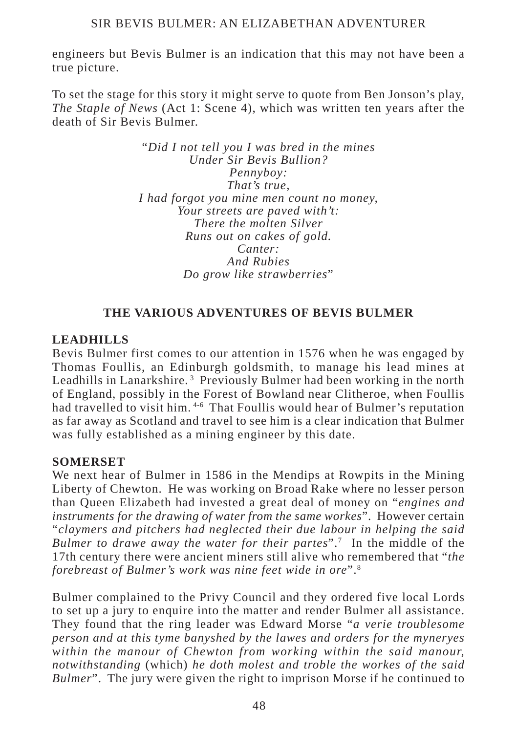engineers but Bevis Bulmer is an indication that this may not have been a true picture.

To set the stage for this story it might serve to quote from Ben Jonson's play, *The Staple of News* (Act 1: Scene 4), which was written ten years after the death of Sir Bevis Bulmer.

> "*Did I not tell you I was bred in the mines*
> *Under Sir Bevis Bullion?*
> *Pennyboy:*
> *That's true,*
> *I had forgot you mine men count no money,*
> *Your streets are paved with't:*
> *There the molten Silver*
> *Runs out on cakes of gold.*
> *Canter:*
> *And Rubies*
> *Do grow like strawberries*"

## THE VARIOUS ADVENTURES OF BEVIS BULMER

### LEADHILLS

Bevis Bulmer first comes to our attention in 1576 when he was engaged by Thomas Foullis, an Edinburgh goldsmith, to manage his lead mines at Leadhills in Lanarkshire.[3] Previously Bulmer had been working in the north of England, possibly in the Forest of Bowland near Clitheroe, when Foullis had travelled to visit him.[4-6] That Foullis would hear of Bulmer's reputation as far away as Scotland and travel to see him is a clear indication that Bulmer was fully established as a mining engineer by this date.

### SOMERSET

We next hear of Bulmer in 1586 in the Mendips at Rowpits in the Mining Liberty of Chewton. He was working on Broad Rake where no lesser person than Queen Elizabeth had invested a great deal of money on "*engines and instruments for the drawing of water from the same workes*". However certain "*claymers and pitchers had neglected their due labour in helping the said Bulmer to drawe away the water for their partes*".[7] In the middle of the 17th century there were ancient miners still alive who remembered that "*the forebreast of Bulmer's work was nine feet wide in ore*".[8]

Bulmer complained to the Privy Council and they ordered five local Lords to set up a jury to enquire into the matter and render Bulmer all assistance. They found that the ring leader was Edward Morse "*a verie troublesome person and at this tyme banyshed by the lawes and orders for the myneryes within the manour of Chewton from working within the said manour, notwithstanding* (which) *he doth molest and troble the workes of the said Bulmer*". The jury were given the right to imprison Morse if he continued to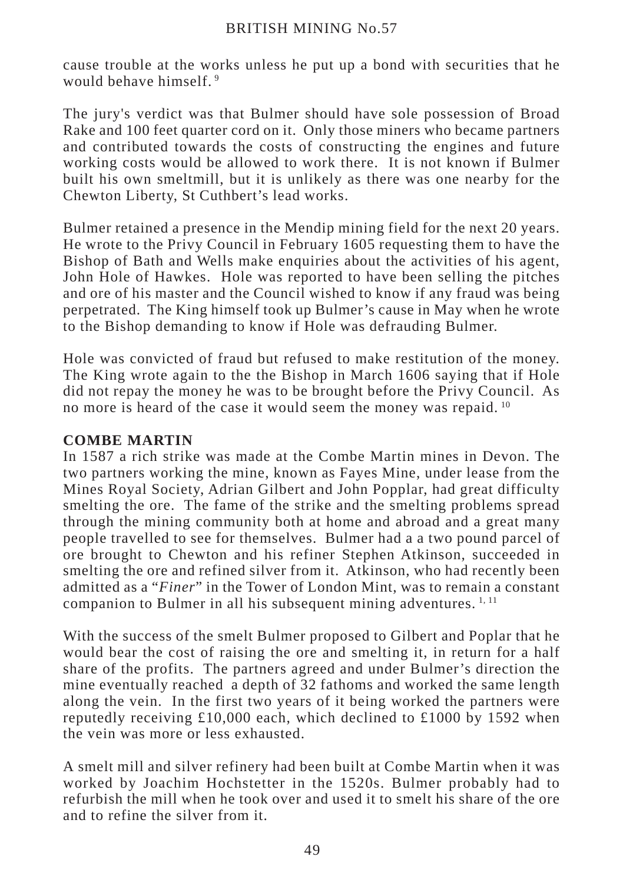cause trouble at the works unless he put up a bond with securities that he would behave himself. [9]

The jury's verdict was that Bulmer should have sole possession of Broad Rake and 100 feet quarter cord on it. Only those miners who became partners and contributed towards the costs of constructing the engines and future working costs would be allowed to work there. It is not known if Bulmer built his own smeltmill, but it is unlikely as there was one nearby for the Chewton Liberty, St Cuthbert's lead works.

Bulmer retained a presence in the Mendip mining field for the next 20 years. He wrote to the Privy Council in February 1605 requesting them to have the Bishop of Bath and Wells make enquiries about the activities of his agent, John Hole of Hawkes. Hole was reported to have been selling the pitches and ore of his master and the Council wished to know if any fraud was being perpetrated. The King himself took up Bulmer's cause in May when he wrote to the Bishop demanding to know if Hole was defrauding Bulmer.

Hole was convicted of fraud but refused to make restitution of the money. The King wrote again to the the Bishop in March 1606 saying that if Hole did not repay the money he was to be brought before the Privy Council. As no more is heard of the case it would seem the money was repaid. [10]

## COMBE MARTIN

In 1587 a rich strike was made at the Combe Martin mines in Devon. The two partners working the mine, known as Fayes Mine, under lease from the Mines Royal Society, Adrian Gilbert and John Popplar, had great difficulty smelting the ore. The fame of the strike and the smelting problems spread through the mining community both at home and abroad and a great many people travelled to see for themselves. Bulmer had a a two pound parcel of ore brought to Chewton and his refiner Stephen Atkinson, succeeded in smelting the ore and refined silver from it. Atkinson, who had recently been admitted as a "*Finer*" in the Tower of London Mint, was to remain a constant companion to Bulmer in all his subsequent mining adventures. [1, 11]

With the success of the smelt Bulmer proposed to Gilbert and Poplar that he would bear the cost of raising the ore and smelting it, in return for a half share of the profits. The partners agreed and under Bulmer's direction the mine eventually reached a depth of 32 fathoms and worked the same length along the vein. In the first two years of it being worked the partners were reputedly receiving £10,000 each, which declined to £1000 by 1592 when the vein was more or less exhausted.

A smelt mill and silver refinery had been built at Combe Martin when it was worked by Joachim Hochstetter in the 1520s. Bulmer probably had to refurbish the mill when he took over and used it to smelt his share of the ore and to refine the silver from it.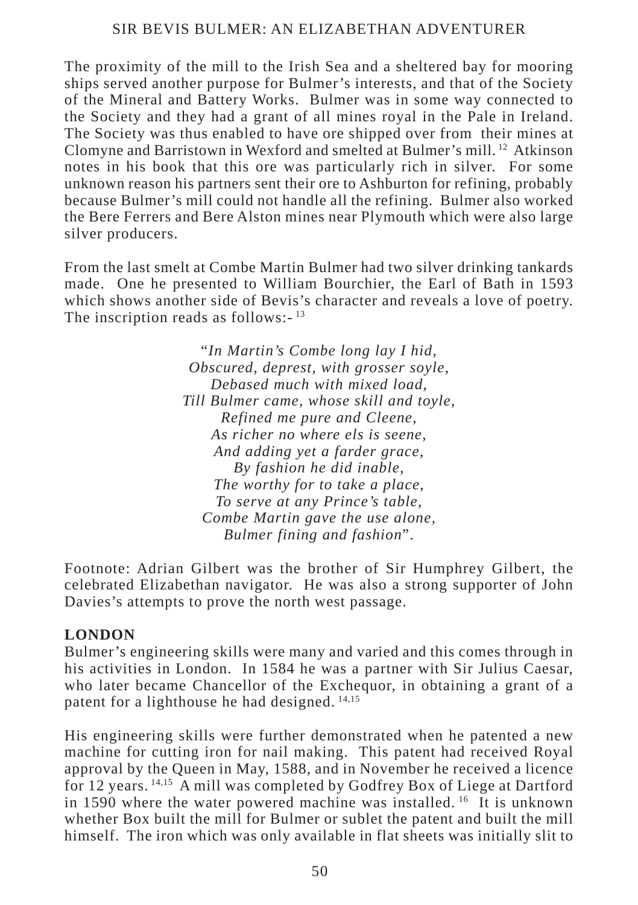The proximity of the mill to the Irish Sea and a sheltered bay for mooring ships served another purpose for Bulmer's interests, and that of the Society of the Mineral and Battery Works. Bulmer was in some way connected to the Society and they had a grant of all mines royal in the Pale in Ireland. The Society was thus enabled to have ore shipped over from their mines at Clomyne and Barristown in Wexford and smelted at Bulmer's mill. [12] Atkinson notes in his book that this ore was particularly rich in silver. For some unknown reason his partners sent their ore to Ashburton for refining, probably because Bulmer's mill could not handle all the refining. Bulmer also worked the Bere Ferrers and Bere Alston mines near Plymouth which were also large silver producers.

From the last smelt at Combe Martin Bulmer had two silver drinking tankards made. One he presented to William Bourchier, the Earl of Bath in 1593 which shows another side of Bevis's character and reveals a love of poetry. The inscription reads as follows:- [13]

"*In Martin's Combe long lay I hid,*
*Obscured, deprest, with grosser soyle,*
*Debased much with mixed load,*
*Till Bulmer came, whose skill and toyle,*
*Refined me pure and Cleene,*
*As richer no where els is seene,*
*And adding yet a farder grace,*
*By fashion he did inable,*
*The worthy for to take a place,*
*To serve at any Prince's table,*
*Combe Martin gave the use alone,*
*Bulmer fining and fashion*".

Footnote: Adrian Gilbert was the brother of Sir Humphrey Gilbert, the celebrated Elizabethan navigator. He was also a strong supporter of John Davies's attempts to prove the north west passage.

## LONDON

Bulmer's engineering skills were many and varied and this comes through in his activities in London. In 1584 he was a partner with Sir Julius Caesar, who later became Chancellor of the Exchequor, in obtaining a grant of a patent for a lighthouse he had designed. [14,15]

His engineering skills were further demonstrated when he patented a new machine for cutting iron for nail making. This patent had received Royal approval by the Queen in May, 1588, and in November he received a licence for 12 years. [14,15] A mill was completed by Godfrey Box of Liege at Dartford in 1590 where the water powered machine was installed. [16] It is unknown whether Box built the mill for Bulmer or sublet the patent and built the mill himself. The iron which was only available in flat sheets was initially slit to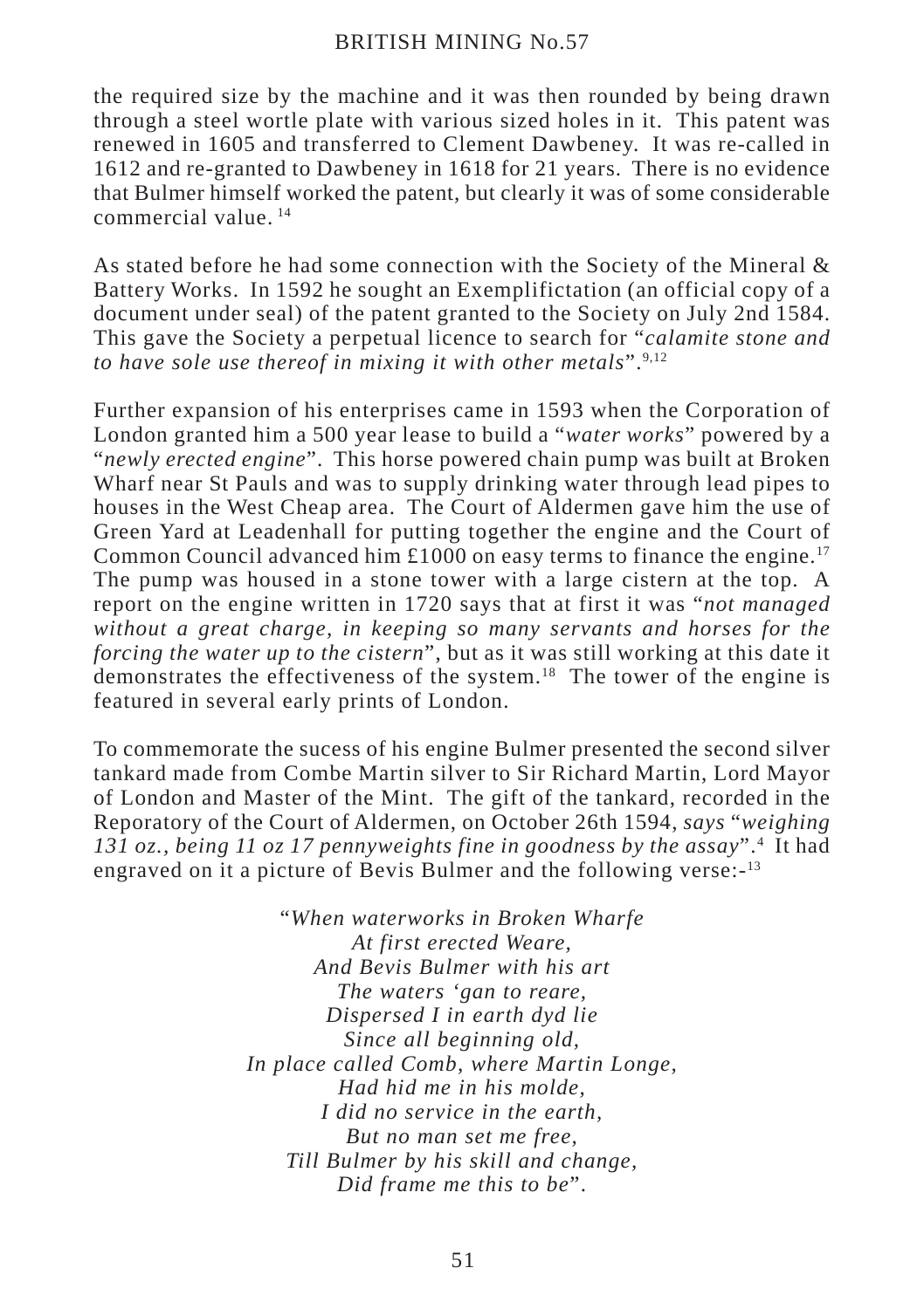the required size by the machine and it was then rounded by being drawn through a steel wortle plate with various sized holes in it. This patent was renewed in 1605 and transferred to Clement Dawbeney. It was re-called in 1612 and re-granted to Dawbeney in 1618 for 21 years. There is no evidence that Bulmer himself worked the patent, but clearly it was of some considerable commercial value. [14]

As stated before he had some connection with the Society of the Mineral & Battery Works. In 1592 he sought an Exemplifictation (an official copy of a document under seal) of the patent granted to the Society on July 2nd 1584. This gave the Society a perpetual licence to search for "*calamite stone and to have sole use thereof in mixing it with other metals*".[9,12]

Further expansion of his enterprises came in 1593 when the Corporation of London granted him a 500 year lease to build a "*water works*" powered by a "*newly erected engine*". This horse powered chain pump was built at Broken Wharf near St Pauls and was to supply drinking water through lead pipes to houses in the West Cheap area. The Court of Aldermen gave him the use of Green Yard at Leadenhall for putting together the engine and the Court of Common Council advanced him £1000 on easy terms to finance the engine.[17] The pump was housed in a stone tower with a large cistern at the top. A report on the engine written in 1720 says that at first it was "*not managed without a great charge, in keeping so many servants and horses for the forcing the water up to the cistern*", but as it was still working at this date it demonstrates the effectiveness of the system.[18] The tower of the engine is featured in several early prints of London.

To commemorate the sucess of his engine Bulmer presented the second silver tankard made from Combe Martin silver to Sir Richard Martin, Lord Mayor of London and Master of the Mint. The gift of the tankard, recorded in the Reporatory of the Court of Aldermen, on October 26th 1594, *says* "*weighing 131 oz., being 11 oz 17 pennyweights fine in goodness by the assay*".[4] It had engraved on it a picture of Bevis Bulmer and the following verse:-[13]

"*When waterworks in Broken Wharfe*
*At first erected Weare,*
*And Bevis Bulmer with his art*
*The waters 'gan to reare,*
*Dispersed I in earth dyd lie*
*Since all beginning old,*
*In place called Comb, where Martin Longe,*
*Had hid me in his molde,*
*I did no service in the earth,*
*But no man set me free,*
*Till Bulmer by his skill and change,*
*Did frame me this to be*".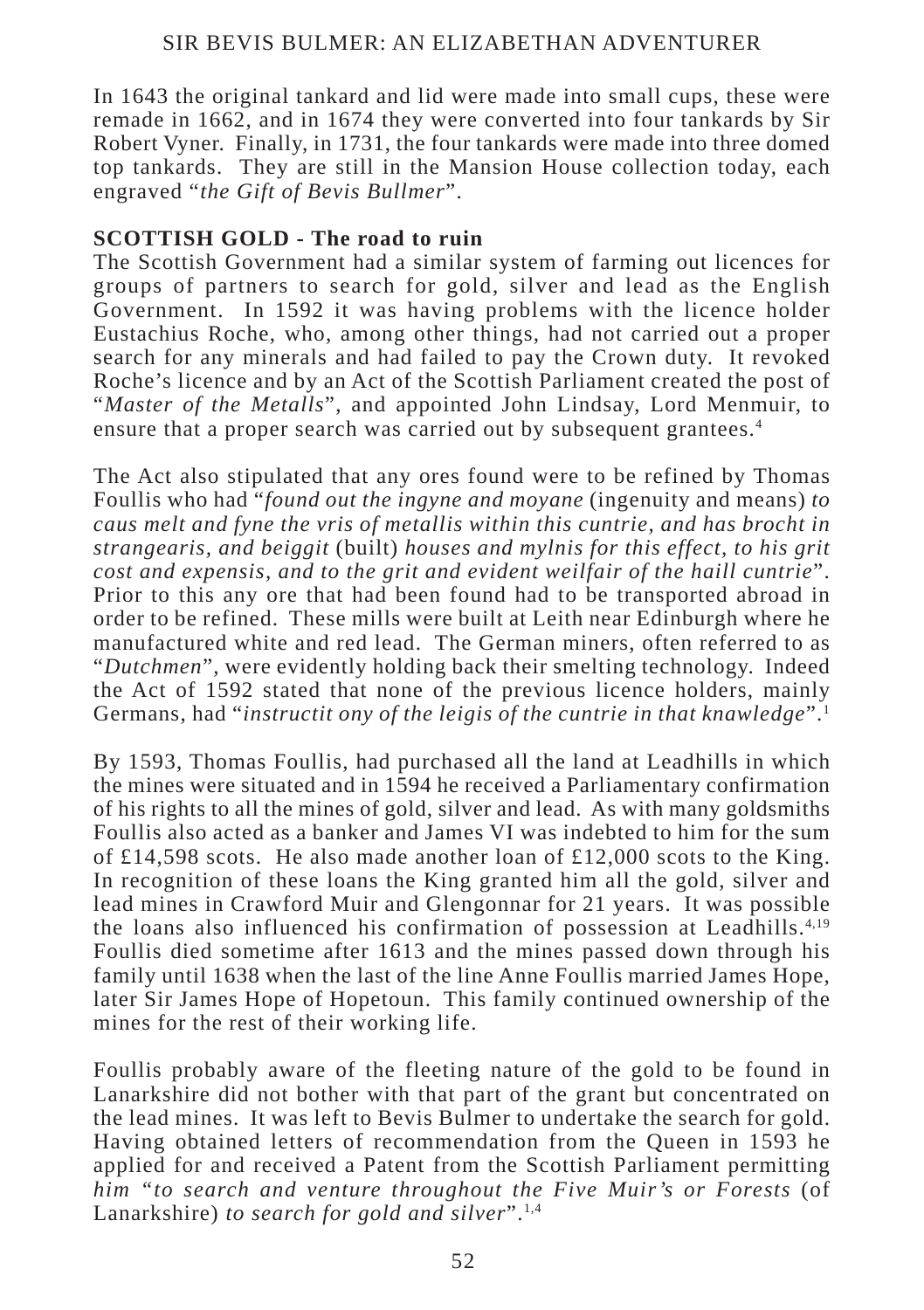In 1643 the original tankard and lid were made into small cups, these were remade in 1662, and in 1674 they were converted into four tankards by Sir Robert Vyner. Finally, in 1731, the four tankards were made into three domed top tankards. They are still in the Mansion House collection today, each engraved "*the Gift of Bevis Bullmer*".

**SCOTTISH GOLD - The road to ruin**

The Scottish Government had a similar system of farming out licences for groups of partners to search for gold, silver and lead as the English Government. In 1592 it was having problems with the licence holder Eustachius Roche, who, among other things, had not carried out a proper search for any minerals and had failed to pay the Crown duty. It revoked Roche's licence and by an Act of the Scottish Parliament created the post of "*Master of the Metalls*", and appointed John Lindsay, Lord Menmuir, to ensure that a proper search was carried out by subsequent grantees.[4]

The Act also stipulated that any ores found were to be refined by Thomas Foullis who had "*found out the ingyne and moyane* (ingenuity and means) *to caus melt and fyne the vris of metallis within this cuntrie, and has brocht in strangearis, and beiggit* (built) *houses and mylnis for this effect, to his grit cost and expensis, and to the grit and evident weilfair of the haill cuntrie*". Prior to this any ore that had been found had to be transported abroad in order to be refined. These mills were built at Leith near Edinburgh where he manufactured white and red lead. The German miners, often referred to as "*Dutchmen*", were evidently holding back their smelting technology. Indeed the Act of 1592 stated that none of the previous licence holders, mainly Germans, had "*instructit ony of the leigis of the cuntrie in that knawledge*".[1]

By 1593, Thomas Foullis, had purchased all the land at Leadhills in which the mines were situated and in 1594 he received a Parliamentary confirmation of his rights to all the mines of gold, silver and lead. As with many goldsmiths Foullis also acted as a banker and James VI was indebted to him for the sum of £14,598 scots. He also made another loan of £12,000 scots to the King. In recognition of these loans the King granted him all the gold, silver and lead mines in Crawford Muir and Glengonnar for 21 years. It was possible the loans also influenced his confirmation of possession at Leadhills.[4,19] Foullis died sometime after 1613 and the mines passed down through his family until 1638 when the last of the line Anne Foullis married James Hope, later Sir James Hope of Hopetoun. This family continued ownership of the mines for the rest of their working life.

Foullis probably aware of the fleeting nature of the gold to be found in Lanarkshire did not bother with that part of the grant but concentrated on the lead mines. It was left to Bevis Bulmer to undertake the search for gold. Having obtained letters of recommendation from the Queen in 1593 he applied for and received a Patent from the Scottish Parliament permitting *him "to search and venture throughout the Five Muir's or Forests* (of Lanarkshire) *to search for gold and silver*".[1,4]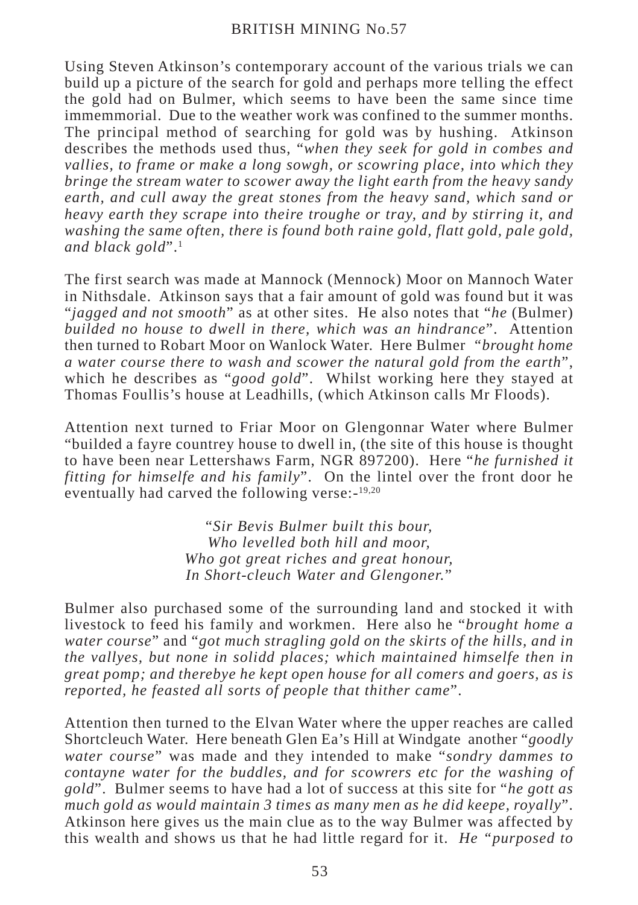Using Steven Atkinson's contemporary account of the various trials we can build up a picture of the search for gold and perhaps more telling the effect the gold had on Bulmer, which seems to have been the same since time immemmorial. Due to the weather work was confined to the summer months. The principal method of searching for gold was by hushing. Atkinson describes the methods used thus, "*when they seek for gold in combes and vallies, to frame or make a long sowgh, or scowring place, into which they bringe the stream water to scower away the light earth from the heavy sandy earth, and cull away the great stones from the heavy sand, which sand or heavy earth they scrape into theire troughe or tray, and by stirring it, and washing the same often, there is found both raine gold, flatt gold, pale gold, and black gold*".[1]

The first search was made at Mannock (Mennock) Moor on Mannoch Water in Nithsdale. Atkinson says that a fair amount of gold was found but it was "*jagged and not smooth*" as at other sites. He also notes that "*he* (Bulmer) *builded no house to dwell in there, which was an hindrance*". Attention then turned to Robart Moor on Wanlock Water. Here Bulmer "*brought home a water course there to wash and scower the natural gold from the earth*", which he describes as "*good gold*". Whilst working here they stayed at Thomas Foullis's house at Leadhills, (which Atkinson calls Mr Floods).

Attention next turned to Friar Moor on Glengonnar Water where Bulmer "builded a fayre countrey house to dwell in, (the site of this house is thought to have been near Lettershaws Farm, NGR 897200). Here "*he furnished it fitting for himselfe and his family*". On the lintel over the front door he eventually had carved the following verse:-[19,20]

> "*Sir Bevis Bulmer built this bour,*
> *Who levelled both hill and moor,*
> *Who got great riches and great honour,*
> *In Short-cleuch Water and Glengoner.*"

Bulmer also purchased some of the surrounding land and stocked it with livestock to feed his family and workmen. Here also he "*brought home a water course*" and "*got much stragling gold on the skirts of the hills, and in the vallyes, but none in solidd places; which maintained himselfe then in great pomp; and therebye he kept open house for all comers and goers, as is reported, he feasted all sorts of people that thither came*".

Attention then turned to the Elvan Water where the upper reaches are called Shortcleuch Water. Here beneath Glen Ea's Hill at Windgate another "*goodly water course*" was made and they intended to make "*sondry dammes to contayne water for the buddles, and for scowrers etc for the washing of gold*". Bulmer seems to have had a lot of success at this site for "*he gott as much gold as would maintain 3 times as many men as he did keepe, royally*". Atkinson here gives us the main clue as to the way Bulmer was affected by this wealth and shows us that he had little regard for it. *He* "*purposed to*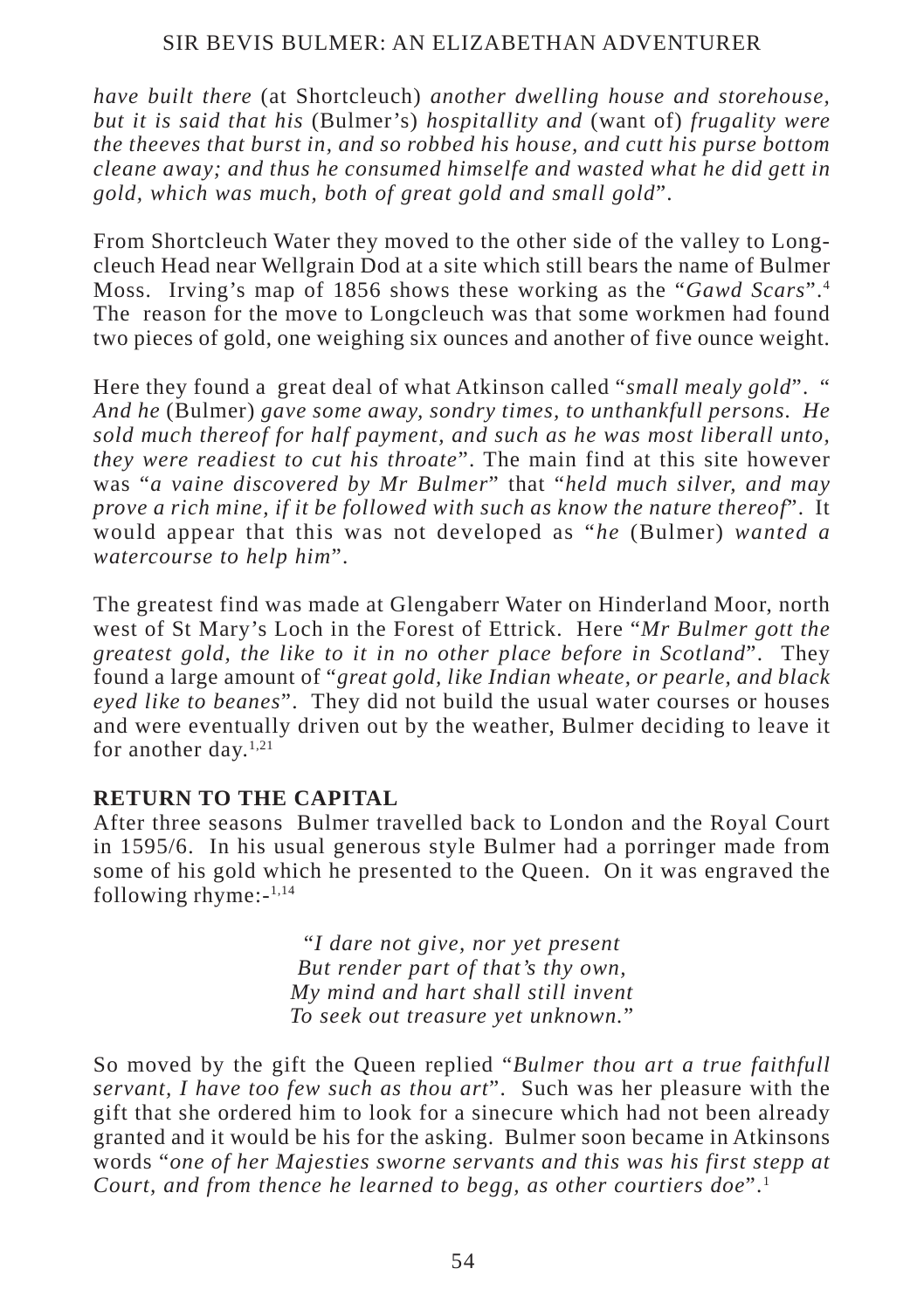*have built there* (at Shortcleuch) *another dwelling house and storehouse, but it is said that his* (Bulmer's) *hospitallity and* (want of) *frugality were the theeves that burst in, and so robbed his house, and cutt his purse bottom cleane away; and thus he consumed himselfe and wasted what he did gett in gold, which was much, both of great gold and small gold*".

From Shortcleuch Water they moved to the other side of the valley to Long-cleuch Head near Wellgrain Dod at a site which still bears the name of Bulmer Moss. Irving's map of 1856 shows these working as the "*Gawd Scars*".[4] The reason for the move to Longcleuch was that some workmen had found two pieces of gold, one weighing six ounces and another of five ounce weight.

Here they found a great deal of what Atkinson called "*small mealy gold*". "*And he* (Bulmer) *gave some away, sondry times, to unthankfull persons. He sold much thereof for half payment, and such as he was most liberall unto, they were readiest to cut his throate*". The main find at this site however was "*a vaine discovered by Mr Bulmer*" that "*held much silver, and may prove a rich mine, if it be followed with such as know the nature thereof*". It would appear that this was not developed as "*he* (Bulmer) *wanted a watercourse to help him*".

The greatest find was made at Glengaberr Water on Hinderland Moor, north west of St Mary's Loch in the Forest of Ettrick. Here "*Mr Bulmer gott the greatest gold, the like to it in no other place before in Scotland*". They found a large amount of "*great gold, like Indian wheate, or pearle, and black eyed like to beanes*". They did not build the usual water courses or houses and were eventually driven out by the weather, Bulmer deciding to leave it for another day.[1,21]

## RETURN TO THE CAPITAL

After three seasons Bulmer travelled back to London and the Royal Court in 1595/6. In his usual generous style Bulmer had a porringer made from some of his gold which he presented to the Queen. On it was engraved the following rhyme:-[1,14]

> "*I dare not give, nor yet present*
> *But render part of that's thy own,*
> *My mind and hart shall still invent*
> *To seek out treasure yet unknown.*"

So moved by the gift the Queen replied "*Bulmer thou art a true faithfull servant, I have too few such as thou art*". Such was her pleasure with the gift that she ordered him to look for a sinecure which had not been already granted and it would be his for the asking. Bulmer soon became in Atkinsons words "*one of her Majesties sworne servants and this was his first stepp at Court, and from thence he learned to begg, as other courtiers doe*".[1]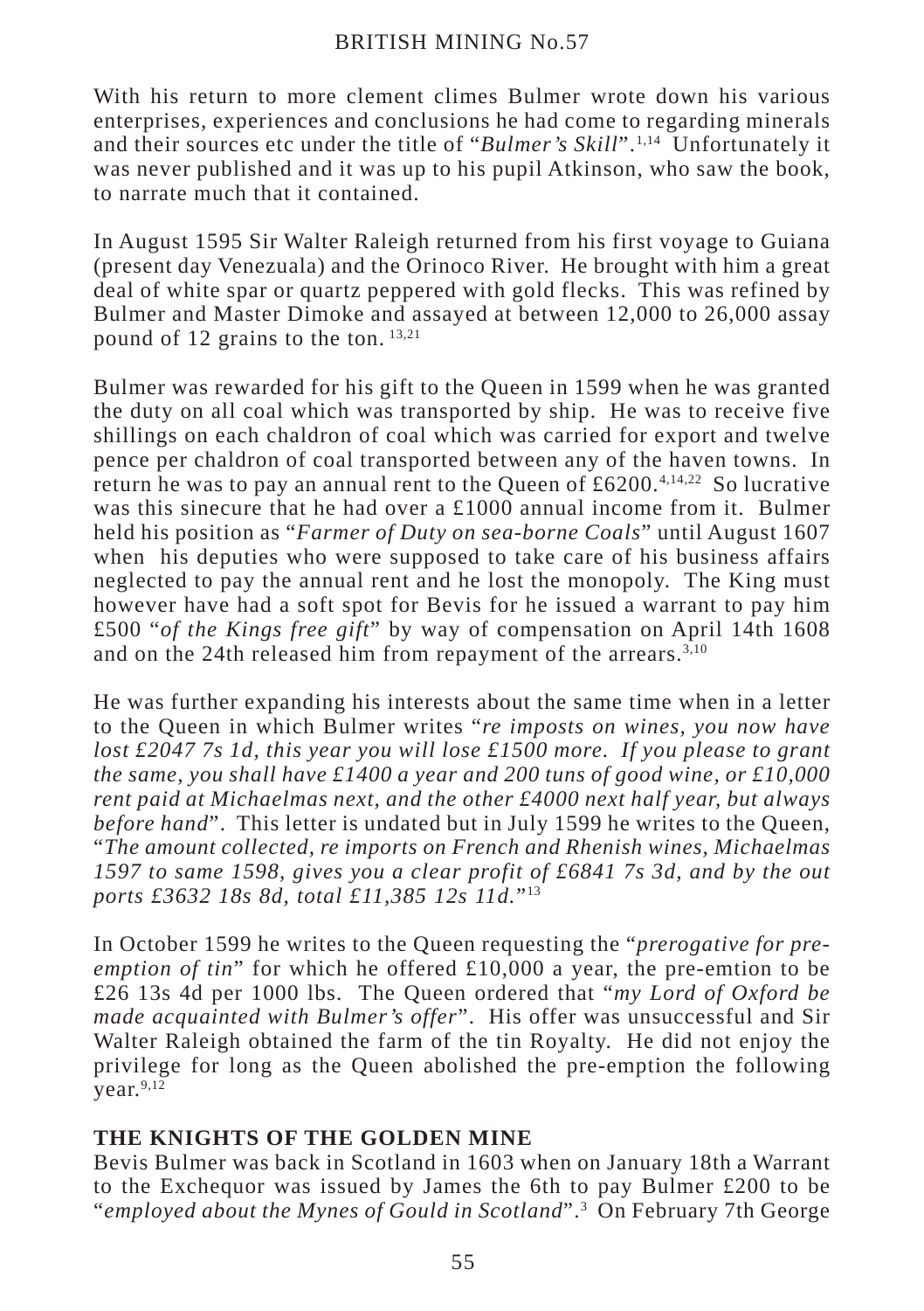With his return to more clement climes Bulmer wrote down his various enterprises, experiences and conclusions he had come to regarding minerals and their sources etc under the title of "*Bulmer's Skill*".[1,14] Unfortunately it was never published and it was up to his pupil Atkinson, who saw the book, to narrate much that it contained.

In August 1595 Sir Walter Raleigh returned from his first voyage to Guiana (present day Venezuala) and the Orinoco River. He brought with him a great deal of white spar or quartz peppered with gold flecks. This was refined by Bulmer and Master Dimoke and assayed at between 12,000 to 26,000 assay pound of 12 grains to the ton. [13,21]

Bulmer was rewarded for his gift to the Queen in 1599 when he was granted the duty on all coal which was transported by ship. He was to receive five shillings on each chaldron of coal which was carried for export and twelve pence per chaldron of coal transported between any of the haven towns. In return he was to pay an annual rent to the Queen of £6200.[4,14,22] So lucrative was this sinecure that he had over a £1000 annual income from it. Bulmer held his position as "*Farmer of Duty on sea-borne Coals*" until August 1607 when his deputies who were supposed to take care of his business affairs neglected to pay the annual rent and he lost the monopoly. The King must however have had a soft spot for Bevis for he issued a warrant to pay him £500 "*of the Kings free gift*" by way of compensation on April 14th 1608 and on the 24th released him from repayment of the arrears.[3,10]

He was further expanding his interests about the same time when in a letter to the Queen in which Bulmer writes "*re imposts on wines, you now have lost £2047 7s 1d, this year you will lose £1500 more. If you please to grant the same, you shall have £1400 a year and 200 tuns of good wine, or £10,000 rent paid at Michaelmas next, and the other £4000 next half year, but always before hand*". This letter is undated but in July 1599 he writes to the Queen, "*The amount collected, re imports on French and Rhenish wines, Michaelmas 1597 to same 1598, gives you a clear profit of £6841 7s 3d, and by the out ports £3632 18s 8d, total £11,385 12s 11d.*"[13]

In October 1599 he writes to the Queen requesting the "*prerogative for pre-emption of tin*" for which he offered £10,000 a year, the pre-emtion to be £26 13s 4d per 1000 lbs. The Queen ordered that "*my Lord of Oxford be made acquainted with Bulmer's offer*". His offer was unsuccessful and Sir Walter Raleigh obtained the farm of the tin Royalty. He did not enjoy the privilege for long as the Queen abolished the pre-emption the following year.[9,12]

## THE KNIGHTS OF THE GOLDEN MINE

Bevis Bulmer was back in Scotland in 1603 when on January 18th a Warrant to the Exchequor was issued by James the 6th to pay Bulmer £200 to be "*employed about the Mynes of Gould in Scotland*".[3] On February 7th George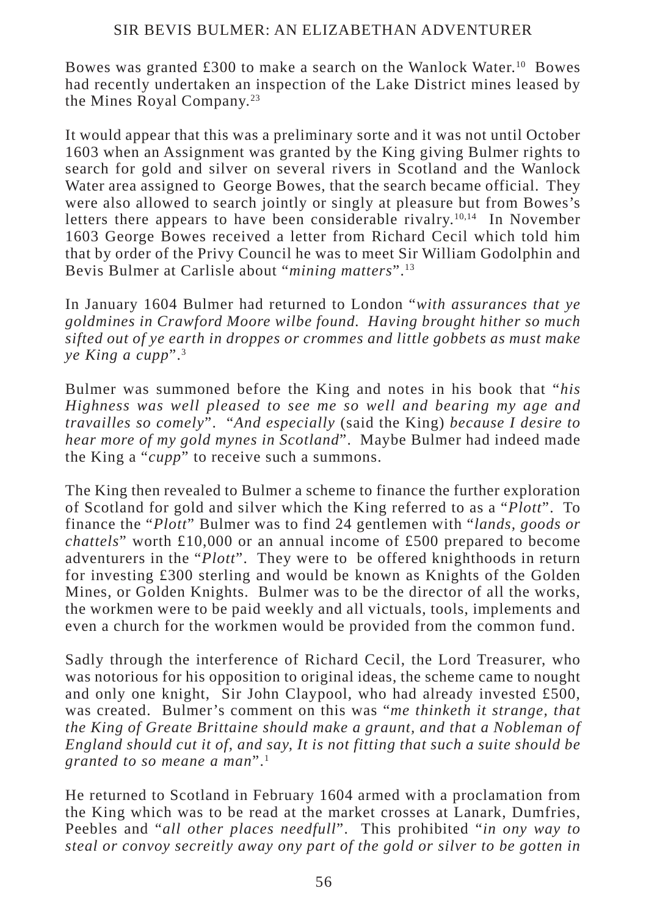Bowes was granted £300 to make a search on the Wanlock Water.[10] Bowes had recently undertaken an inspection of the Lake District mines leased by the Mines Royal Company.[23]

It would appear that this was a preliminary sorte and it was not until October 1603 when an Assignment was granted by the King giving Bulmer rights to search for gold and silver on several rivers in Scotland and the Wanlock Water area assigned to George Bowes, that the search became official. They were also allowed to search jointly or singly at pleasure but from Bowes's letters there appears to have been considerable rivalry.[10,14] In November 1603 George Bowes received a letter from Richard Cecil which told him that by order of the Privy Council he was to meet Sir William Godolphin and Bevis Bulmer at Carlisle about "*mining matters*".[13]

In January 1604 Bulmer had returned to London "*with assurances that ye goldmines in Crawford Moore wilbe found. Having brought hither so much sifted out of ye earth in droppes or crommes and little gobbets as must make ye King a cupp*".[3]

Bulmer was summoned before the King and notes in his book that "*his Highness was well pleased to see me so well and bearing my age and travailles so comely*". "*And especially* (said the King) *because I desire to hear more of my gold mynes in Scotland*". Maybe Bulmer had indeed made the King a "*cupp*" to receive such a summons.

The King then revealed to Bulmer a scheme to finance the further exploration of Scotland for gold and silver which the King referred to as a "*Plott*". To finance the "*Plott*" Bulmer was to find 24 gentlemen with "*lands, goods or chattels*" worth £10,000 or an annual income of £500 prepared to become adventurers in the "*Plott*". They were to be offered knighthoods in return for investing £300 sterling and would be known as Knights of the Golden Mines, or Golden Knights. Bulmer was to be the director of all the works, the workmen were to be paid weekly and all victuals, tools, implements and even a church for the workmen would be provided from the common fund.

Sadly through the interference of Richard Cecil, the Lord Treasurer, who was notorious for his opposition to original ideas, the scheme came to nought and only one knight, Sir John Claypool, who had already invested £500, was created. Bulmer's comment on this was "*me thinketh it strange, that the King of Greate Brittaine should make a graunt, and that a Nobleman of England should cut it of, and say, It is not fitting that such a suite should be granted to so meane a man*".[1]

He returned to Scotland in February 1604 armed with a proclamation from the King which was to be read at the market crosses at Lanark, Dumfries, Peebles and "*all other places needfull*". This prohibited "*in ony way to steal or convoy secreitly away ony part of the gold or silver to be gotten in*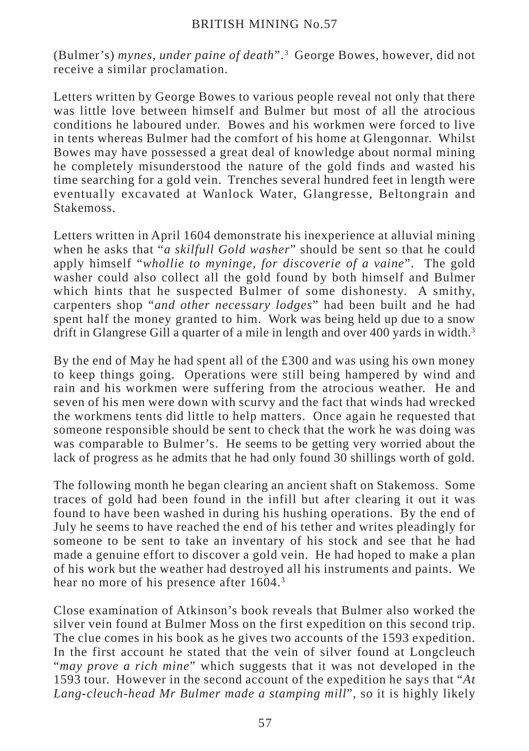(Bulmer's) *mynes, under paine of death*".[3] George Bowes, however, did not receive a similar proclamation.

Letters written by George Bowes to various people reveal not only that there was little love between himself and Bulmer but most of all the atrocious conditions he laboured under. Bowes and his workmen were forced to live in tents whereas Bulmer had the comfort of his home at Glengonnar. Whilst Bowes may have possessed a great deal of knowledge about normal mining he completely misunderstood the nature of the gold finds and wasted his time searching for a gold vein. Trenches several hundred feet in length were eventually excavated at Wanlock Water, Glangresse, Beltongrain and Stakemoss.

Letters written in April 1604 demonstrate his inexperience at alluvial mining when he asks that "*a skilfull Gold washer*" should be sent so that he could apply himself "*whollie to myninge, for discoverie of a vaine*". The gold washer could also collect all the gold found by both himself and Bulmer which hints that he suspected Bulmer of some dishonesty. A smithy, carpenters shop "*and other necessary lodges*" had been built and he had spent half the money granted to him. Work was being held up due to a snow drift in Glangrese Gill a quarter of a mile in length and over 400 yards in width.[3]

By the end of May he had spent all of the £300 and was using his own money to keep things going. Operations were still being hampered by wind and rain and his workmen were suffering from the atrocious weather. He and seven of his men were down with scurvy and the fact that winds had wrecked the workmens tents did little to help matters. Once again he requested that someone responsible should be sent to check that the work he was doing was was comparable to Bulmer's. He seems to be getting very worried about the lack of progress as he admits that he had only found 30 shillings worth of gold.

The following month he began clearing an ancient shaft on Stakemoss. Some traces of gold had been found in the infill but after clearing it out it was found to have been washed in during his hushing operations. By the end of July he seems to have reached the end of his tether and writes pleadingly for someone to be sent to take an inventary of his stock and see that he had made a genuine effort to discover a gold vein. He had hoped to make a plan of his work but the weather had destroyed all his instruments and paints. We hear no more of his presence after 1604.[3]

Close examination of Atkinson's book reveals that Bulmer also worked the silver vein found at Bulmer Moss on the first expedition on this second trip. The clue comes in his book as he gives two accounts of the 1593 expedition. In the first account he stated that the vein of silver found at Longcleuch "*may prove a rich mine*" which suggests that it was not developed in the 1593 tour. However in the second account of the expedition he says that "*At Lang-cleuch-head Mr Bulmer made a stamping mill*", so it is highly likely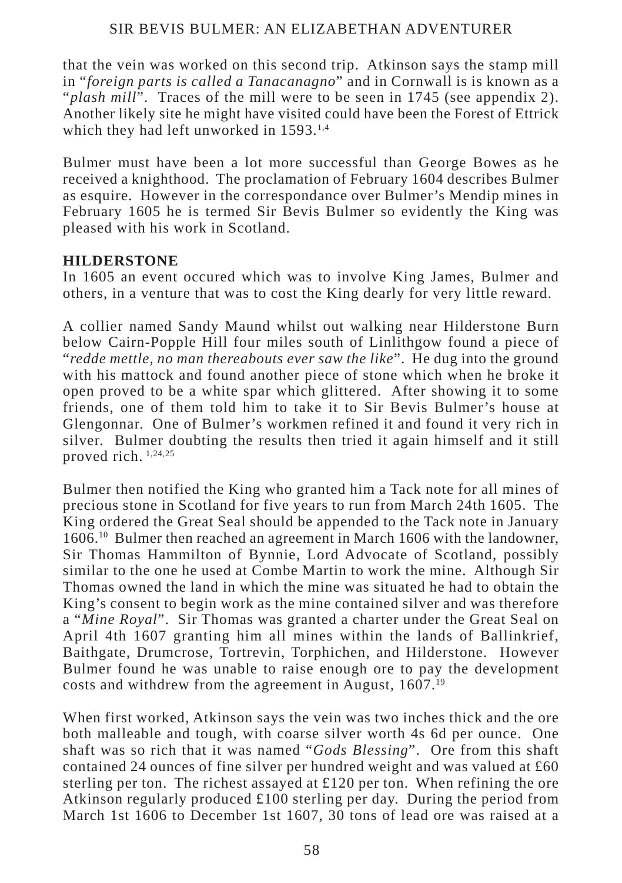that the vein was worked on this second trip. Atkinson says the stamp mill in "*foreign parts is called a Tanacanagno*" and in Cornwall is is known as a "*plash mill*". Traces of the mill were to be seen in 1745 (see appendix 2). Another likely site he might have visited could have been the Forest of Ettrick which they had left unworked in 1593.[1,4]

Bulmer must have been a lot more successful than George Bowes as he received a knighthood. The proclamation of February 1604 describes Bulmer as esquire. However in the correspondance over Bulmer's Mendip mines in February 1605 he is termed Sir Bevis Bulmer so evidently the King was pleased with his work in Scotland.

## HILDERSTONE

In 1605 an event occured which was to involve King James, Bulmer and others, in a venture that was to cost the King dearly for very little reward.

A collier named Sandy Maund whilst out walking near Hilderstone Burn below Cairn-Popple Hill four miles south of Linlithgow found a piece of "*redde mettle, no man thereabouts ever saw the like*". He dug into the ground with his mattock and found another piece of stone which when he broke it open proved to be a white spar which glittered. After showing it to some friends, one of them told him to take it to Sir Bevis Bulmer's house at Glengonnar. One of Bulmer's workmen refined it and found it very rich in silver. Bulmer doubting the results then tried it again himself and it still proved rich. [1,24,25]

Bulmer then notified the King who granted him a Tack note for all mines of precious stone in Scotland for five years to run from March 24th 1605. The King ordered the Great Seal should be appended to the Tack note in January 1606.[10] Bulmer then reached an agreement in March 1606 with the landowner, Sir Thomas Hammilton of Bynnie, Lord Advocate of Scotland, possibly similar to the one he used at Combe Martin to work the mine. Although Sir Thomas owned the land in which the mine was situated he had to obtain the King's consent to begin work as the mine contained silver and was therefore a "*Mine Royal*". Sir Thomas was granted a charter under the Great Seal on April 4th 1607 granting him all mines within the lands of Ballinkrief, Baithgate, Drumcrose, Tortrevin, Torphichen, and Hilderstone. However Bulmer found he was unable to raise enough ore to pay the development costs and withdrew from the agreement in August, 1607.[19]

When first worked, Atkinson says the vein was two inches thick and the ore both malleable and tough, with coarse silver worth 4s 6d per ounce. One shaft was so rich that it was named "*Gods Blessing*". Ore from this shaft contained 24 ounces of fine silver per hundred weight and was valued at £60 sterling per ton. The richest assayed at £120 per ton. When refining the ore Atkinson regularly produced £100 sterling per day. During the period from March 1st 1606 to December 1st 1607, 30 tons of lead ore was raised at a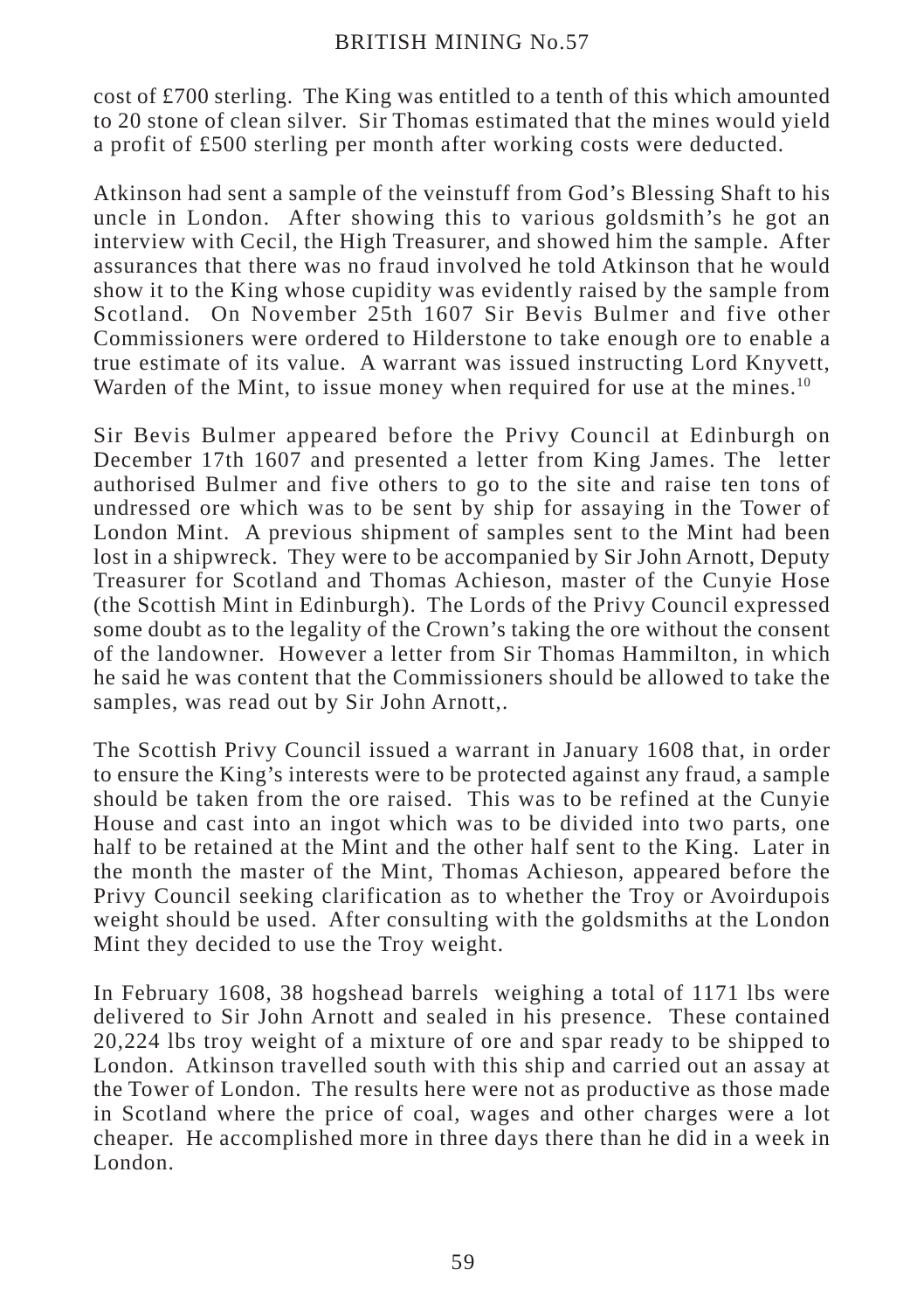cost of £700 sterling. The King was entitled to a tenth of this which amounted to 20 stone of clean silver. Sir Thomas estimated that the mines would yield a profit of £500 sterling per month after working costs were deducted.

Atkinson had sent a sample of the veinstuff from God's Blessing Shaft to his uncle in London. After showing this to various goldsmith's he got an interview with Cecil, the High Treasurer, and showed him the sample. After assurances that there was no fraud involved he told Atkinson that he would show it to the King whose cupidity was evidently raised by the sample from Scotland. On November 25th 1607 Sir Bevis Bulmer and five other Commissioners were ordered to Hilderstone to take enough ore to enable a true estimate of its value. A warrant was issued instructing Lord Knyvett, Warden of the Mint, to issue money when required for use at the mines.[10]

Sir Bevis Bulmer appeared before the Privy Council at Edinburgh on December 17th 1607 and presented a letter from King James. The letter authorised Bulmer and five others to go to the site and raise ten tons of undressed ore which was to be sent by ship for assaying in the Tower of London Mint. A previous shipment of samples sent to the Mint had been lost in a shipwreck. They were to be accompanied by Sir John Arnott, Deputy Treasurer for Scotland and Thomas Achieson, master of the Cunyie Hose (the Scottish Mint in Edinburgh). The Lords of the Privy Council expressed some doubt as to the legality of the Crown's taking the ore without the consent of the landowner. However a letter from Sir Thomas Hammilton, in which he said he was content that the Commissioners should be allowed to take the samples, was read out by Sir John Arnott,.

The Scottish Privy Council issued a warrant in January 1608 that, in order to ensure the King's interests were to be protected against any fraud, a sample should be taken from the ore raised. This was to be refined at the Cunyie House and cast into an ingot which was to be divided into two parts, one half to be retained at the Mint and the other half sent to the King. Later in the month the master of the Mint, Thomas Achieson, appeared before the Privy Council seeking clarification as to whether the Troy or Avoirdupois weight should be used. After consulting with the goldsmiths at the London Mint they decided to use the Troy weight.

In February 1608, 38 hogshead barrels weighing a total of 1171 lbs were delivered to Sir John Arnott and sealed in his presence. These contained 20,224 lbs troy weight of a mixture of ore and spar ready to be shipped to London. Atkinson travelled south with this ship and carried out an assay at the Tower of London. The results here were not as productive as those made in Scotland where the price of coal, wages and other charges were a lot cheaper. He accomplished more in three days there than he did in a week in London.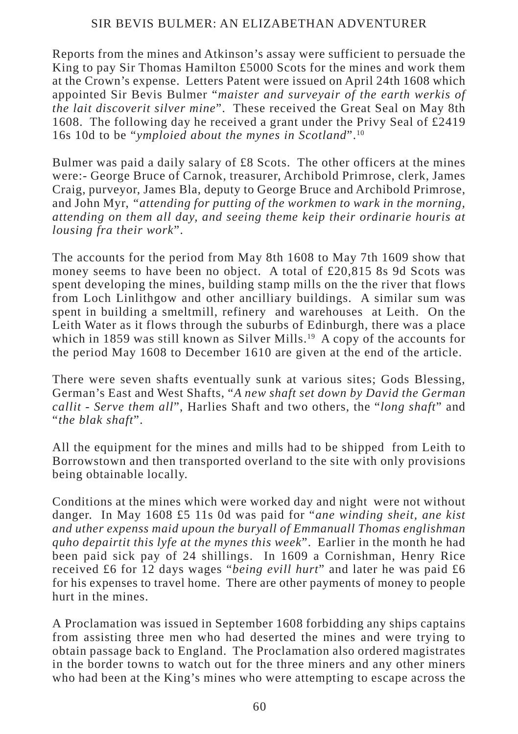Reports from the mines and Atkinson's assay were sufficient to persuade the King to pay Sir Thomas Hamilton £5000 Scots for the mines and work them at the Crown's expense. Letters Patent were issued on April 24th 1608 which appointed Sir Bevis Bulmer "*maister and surveyair of the earth werkis of the lait discoverit silver mine*". These received the Great Seal on May 8th 1608. The following day he received a grant under the Privy Seal of £2419 16s 10d to be "*ymploied about the mynes in Scotland*".[10]

Bulmer was paid a daily salary of £8 Scots. The other officers at the mines were:- George Bruce of Carnok, treasurer, Archibold Primrose, clerk, James Craig, purveyor, James Bla, deputy to George Bruce and Archibold Primrose, and John Myr, "*attending for putting of the workmen to wark in the morning, attending on them all day, and seeing theme keip their ordinarie houris at lousing fra their work*".

The accounts for the period from May 8th 1608 to May 7th 1609 show that money seems to have been no object. A total of £20,815 8s 9d Scots was spent developing the mines, building stamp mills on the the river that flows from Loch Linlithgow and other ancilliary buildings. A similar sum was spent in building a smeltmill, refinery and warehouses at Leith. On the Leith Water as it flows through the suburbs of Edinburgh, there was a place which in 1859 was still known as Silver Mills.[19] A copy of the accounts for the period May 1608 to December 1610 are given at the end of the article.

There were seven shafts eventually sunk at various sites; Gods Blessing, German's East and West Shafts, "*A new shaft set down by David the German callit - Serve them all*", Harlies Shaft and two others, the "*long shaft*" and "*the blak shaft*".

All the equipment for the mines and mills had to be shipped from Leith to Borrowstown and then transported overland to the site with only provisions being obtainable locally.

Conditions at the mines which were worked day and night were not without danger. In May 1608 £5 11s 0d was paid for "*ane winding sheit, ane kist and uther expenss maid upoun the buryall of Emmanuall Thomas englishman quho depairtit this lyfe at the mynes this week*". Earlier in the month he had been paid sick pay of 24 shillings. In 1609 a Cornishman, Henry Rice received £6 for 12 days wages "*being evill hurt*" and later he was paid £6 for his expenses to travel home. There are other payments of money to people hurt in the mines.

A Proclamation was issued in September 1608 forbidding any ships captains from assisting three men who had deserted the mines and were trying to obtain passage back to England. The Proclamation also ordered magistrates in the border towns to watch out for the three miners and any other miners who had been at the King's mines who were attempting to escape across the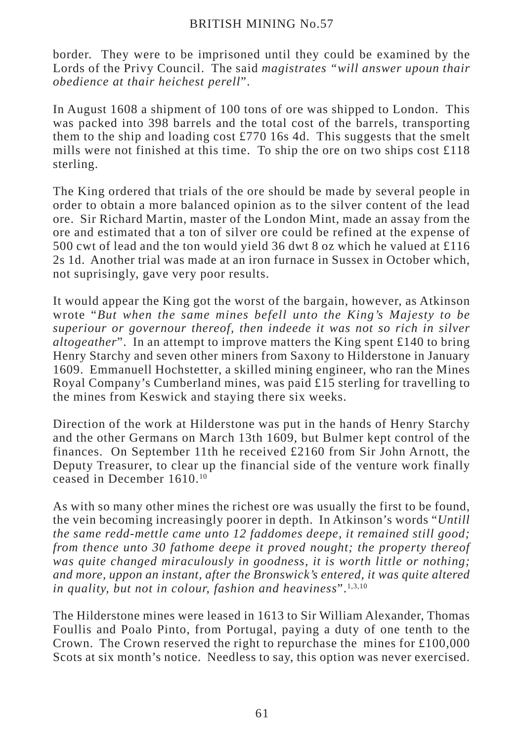border. They were to be imprisoned until they could be examined by the Lords of the Privy Council. The said *magistrates "will answer upoun thair obedience at thair heichest perell*".

In August 1608 a shipment of 100 tons of ore was shipped to London. This was packed into 398 barrels and the total cost of the barrels, transporting them to the ship and loading cost £770 16s 4d. This suggests that the smelt mills were not finished at this time. To ship the ore on two ships cost £118 sterling.

The King ordered that trials of the ore should be made by several people in order to obtain a more balanced opinion as to the silver content of the lead ore. Sir Richard Martin, master of the London Mint, made an assay from the ore and estimated that a ton of silver ore could be refined at the expense of 500 cwt of lead and the ton would yield 36 dwt 8 oz which he valued at £116 2s 1d. Another trial was made at an iron furnace in Sussex in October which, not suprisingly, gave very poor results.

It would appear the King got the worst of the bargain, however, as Atkinson wrote "*But when the same mines befell unto the King's Majesty to be superiour or governour thereof, then indeede it was not so rich in silver altogeather*". In an attempt to improve matters the King spent £140 to bring Henry Starchy and seven other miners from Saxony to Hilderstone in January 1609. Emmanuell Hochstetter, a skilled mining engineer, who ran the Mines Royal Company's Cumberland mines, was paid £15 sterling for travelling to the mines from Keswick and staying there six weeks.

Direction of the work at Hilderstone was put in the hands of Henry Starchy and the other Germans on March 13th 1609, but Bulmer kept control of the finances. On September 11th he received £2160 from Sir John Arnott, the Deputy Treasurer, to clear up the financial side of the venture work finally ceased in December 1610.[10]

As with so many other mines the richest ore was usually the first to be found, the vein becoming increasingly poorer in depth. In Atkinson's words "*Untill the same redd-mettle came unto 12 faddomes deepe, it remained still good; from thence unto 30 fathome deepe it proved nought; the property thereof was quite changed miraculously in goodness, it is worth little or nothing; and more, uppon an instant, after the Bronswick's entered, it was quite altered in quality, but not in colour, fashion and heaviness*".[1,3,10]

The Hilderstone mines were leased in 1613 to Sir William Alexander, Thomas Foullis and Poalo Pinto, from Portugal, paying a duty of one tenth to the Crown. The Crown reserved the right to repurchase the mines for £100,000 Scots at six month's notice. Needless to say, this option was never exercised.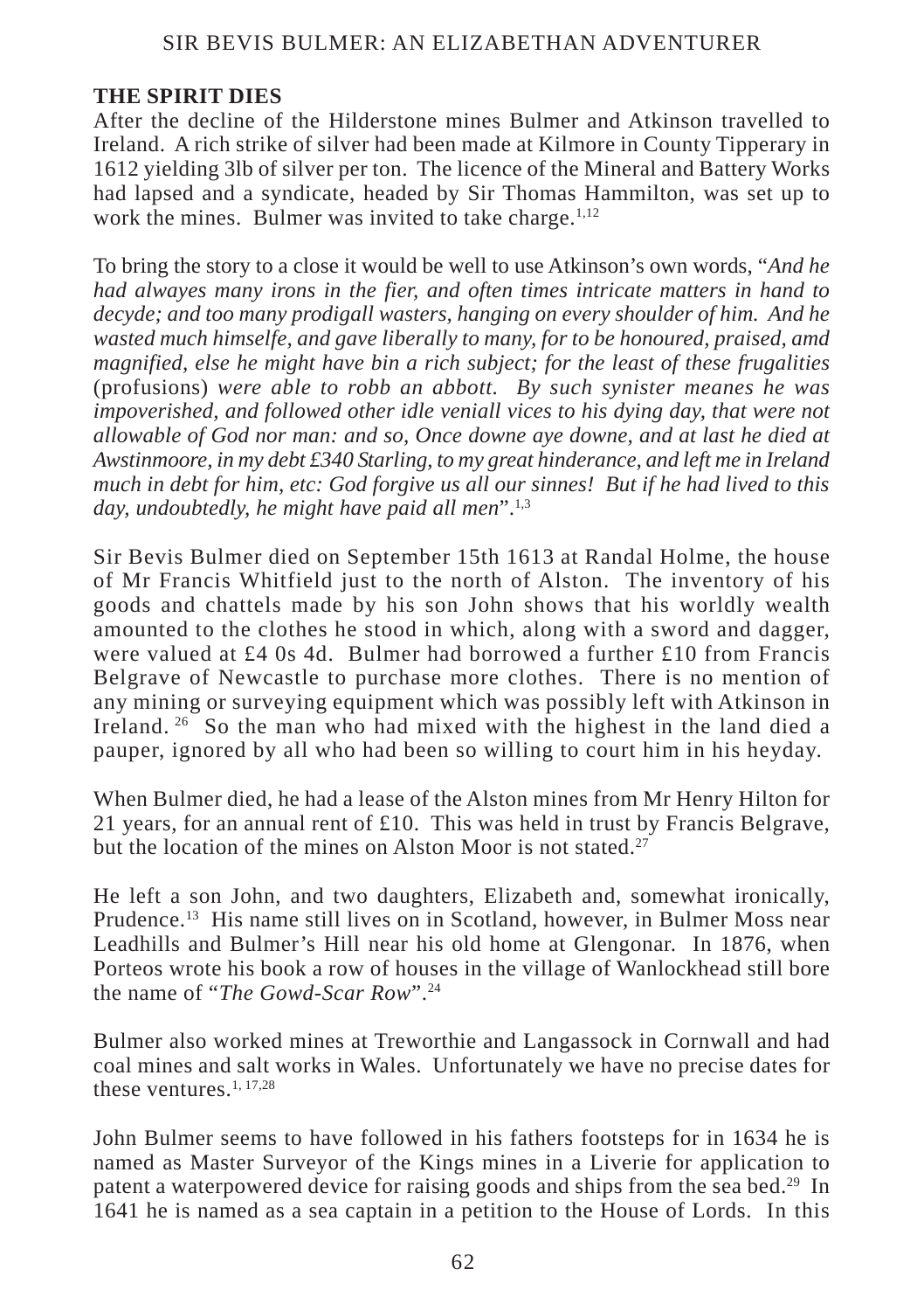## THE SPIRIT DIES

After the decline of the Hilderstone mines Bulmer and Atkinson travelled to Ireland. A rich strike of silver had been made at Kilmore in County Tipperary in 1612 yielding 3lb of silver per ton. The licence of the Mineral and Battery Works had lapsed and a syndicate, headed by Sir Thomas Hammilton, was set up to work the mines. Bulmer was invited to take charge.[1,12]

To bring the story to a close it would be well to use Atkinson's own words, "*And he had alwayes many irons in the fier, and often times intricate matters in hand to decyde; and too many prodigall wasters, hanging on every shoulder of him. And he wasted much himselfe, and gave liberally to many, for to be honoured, praised, amd magnified, else he might have bin a rich subject; for the least of these frugalities* (profusions) *were able to robb an abbott. By such synister meanes he was impoverished, and followed other idle veniall vices to his dying day, that were not allowable of God nor man: and so, Once downe aye downe, and at last he died at Awstinmoore, in my debt £340 Starling, to my great hinderance, and left me in Ireland much in debt for him, etc: God forgive us all our sinnes! But if he had lived to this day, undoubtedly, he might have paid all men*".[1,3]

Sir Bevis Bulmer died on September 15th 1613 at Randal Holme, the house of Mr Francis Whitfield just to the north of Alston. The inventory of his goods and chattels made by his son John shows that his worldly wealth amounted to the clothes he stood in which, along with a sword and dagger, were valued at £4 0s 4d. Bulmer had borrowed a further £10 from Francis Belgrave of Newcastle to purchase more clothes. There is no mention of any mining or surveying equipment which was possibly left with Atkinson in Ireland.[26] So the man who had mixed with the highest in the land died a pauper, ignored by all who had been so willing to court him in his heyday.

When Bulmer died, he had a lease of the Alston mines from Mr Henry Hilton for 21 years, for an annual rent of £10. This was held in trust by Francis Belgrave, but the location of the mines on Alston Moor is not stated.[27]

He left a son John, and two daughters, Elizabeth and, somewhat ironically, Prudence.[13] His name still lives on in Scotland, however, in Bulmer Moss near Leadhills and Bulmer's Hill near his old home at Glengonar. In 1876, when Porteos wrote his book a row of houses in the village of Wanlockhead still bore the name of "*The Gowd-Scar Row*".[24]

Bulmer also worked mines at Treworthie and Langassock in Cornwall and had coal mines and salt works in Wales. Unfortunately we have no precise dates for these ventures.[1, 17,28]

John Bulmer seems to have followed in his fathers footsteps for in 1634 he is named as Master Surveyor of the Kings mines in a Liverie for application to patent a waterpowered device for raising goods and ships from the sea bed.[29] In 1641 he is named as a sea captain in a petition to the House of Lords. In this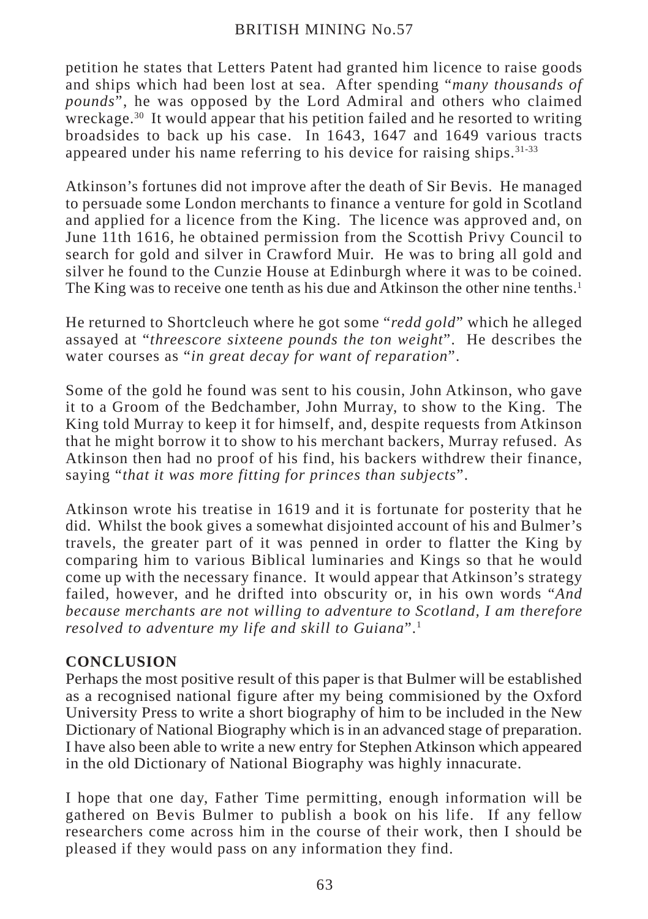petition he states that Letters Patent had granted him licence to raise goods and ships which had been lost at sea. After spending "*many thousands of pounds*", he was opposed by the Lord Admiral and others who claimed wreckage.[30] It would appear that his petition failed and he resorted to writing broadsides to back up his case. In 1643, 1647 and 1649 various tracts appeared under his name referring to his device for raising ships.[31-33]

Atkinson's fortunes did not improve after the death of Sir Bevis. He managed to persuade some London merchants to finance a venture for gold in Scotland and applied for a licence from the King. The licence was approved and, on June 11th 1616, he obtained permission from the Scottish Privy Council to search for gold and silver in Crawford Muir. He was to bring all gold and silver he found to the Cunzie House at Edinburgh where it was to be coined. The King was to receive one tenth as his due and Atkinson the other nine tenths.[1]

He returned to Shortcleuch where he got some "*redd gold*" which he alleged assayed at "*threescore sixteene pounds the ton weight*". He describes the water courses as "*in great decay for want of reparation*".

Some of the gold he found was sent to his cousin, John Atkinson, who gave it to a Groom of the Bedchamber, John Murray, to show to the King. The King told Murray to keep it for himself, and, despite requests from Atkinson that he might borrow it to show to his merchant backers, Murray refused. As Atkinson then had no proof of his find, his backers withdrew their finance, saying "*that it was more fitting for princes than subjects*".

Atkinson wrote his treatise in 1619 and it is fortunate for posterity that he did. Whilst the book gives a somewhat disjointed account of his and Bulmer's travels, the greater part of it was penned in order to flatter the King by comparing him to various Biblical luminaries and Kings so that he would come up with the necessary finance. It would appear that Atkinson's strategy failed, however, and he drifted into obscurity or, in his own words "*And because merchants are not willing to adventure to Scotland, I am therefore resolved to adventure my life and skill to Guiana*".[1]

## CONCLUSION

Perhaps the most positive result of this paper is that Bulmer will be established as a recognised national figure after my being commisioned by the Oxford University Press to write a short biography of him to be included in the New Dictionary of National Biography which is in an advanced stage of preparation. I have also been able to write a new entry for Stephen Atkinson which appeared in the old Dictionary of National Biography was highly innacurate.

I hope that one day, Father Time permitting, enough information will be gathered on Bevis Bulmer to publish a book on his life. If any fellow researchers come across him in the course of their work, then I should be pleased if they would pass on any information they find.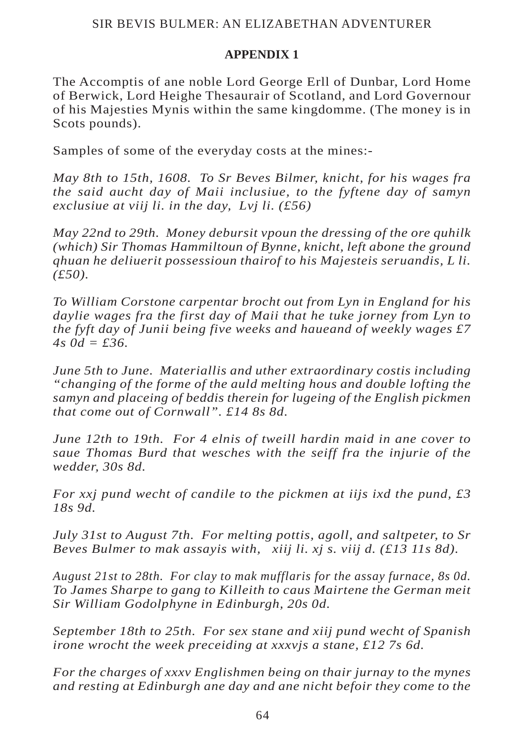## APPENDIX 1

The Accomptis of ane noble Lord George Erll of Dunbar, Lord Home of Berwick, Lord Heighe Thesaurair of Scotland, and Lord Governour of his Majesties Mynis within the same kingdomme. (The money is in Scots pounds).

Samples of some of the everyday costs at the mines:-

*May 8th to 15th, 1608. To Sr Beves Bilmer, knicht, for his wages fra the said aucht day of Maii inclusiue, to the fyftene day of samyn exclusiue at viij li. in the day, Lvj li. (£56)*

*May 22nd to 29th. Money debursit vpoun the dressing of the ore quhilk (which) Sir Thomas Hammiltoun of Bynne, knicht, left abone the ground qhuan he deliuerit possessioun thairof to his Majesteis seruandis, L li. (£50).*

*To William Corstone carpentar brocht out from Lyn in England for his daylie wages fra the first day of Maii that he tuke jorney from Lyn to the fyft day of Junii being five weeks and haueand of weekly wages £7 4s 0d = £36.*

*June 5th to June. Materiallis and uther extraordinary costis including "changing of the forme of the auld melting hous and double lofting the samyn and placeing of beddis therein for lugeing of the English pickmen that come out of Cornwall". £14 8s 8d.*

*June 12th to 19th. For 4 elnis of tweill hardin maid in ane cover to saue Thomas Burd that wesches with the seiff fra the injurie of the wedder, 30s 8d.*

*For xxj pund wecht of candile to the pickmen at iijs ixd the pund, £3 18s 9d.*

*July 31st to August 7th. For melting pottis, agoll, and saltpeter, to Sr Beves Bulmer to mak assayis with, xiij li. xj s. viij d. (£13 11s 8d).*

*August 21st to 28th. For clay to mak mufflaris for the assay furnace, 8s 0d. To James Sharpe to gang to Killeith to caus Mairtene the German meit Sir William Godolphyne in Edinburgh, 20s 0d.*

*September 18th to 25th. For sex stane and xiij pund wecht of Spanish irone wrocht the week preceiding at xxxvjs a stane, £12 7s 6d.*

*For the charges of xxxv Englishmen being on thair jurnay to the mynes and resting at Edinburgh ane day and ane nicht befoir they come to the*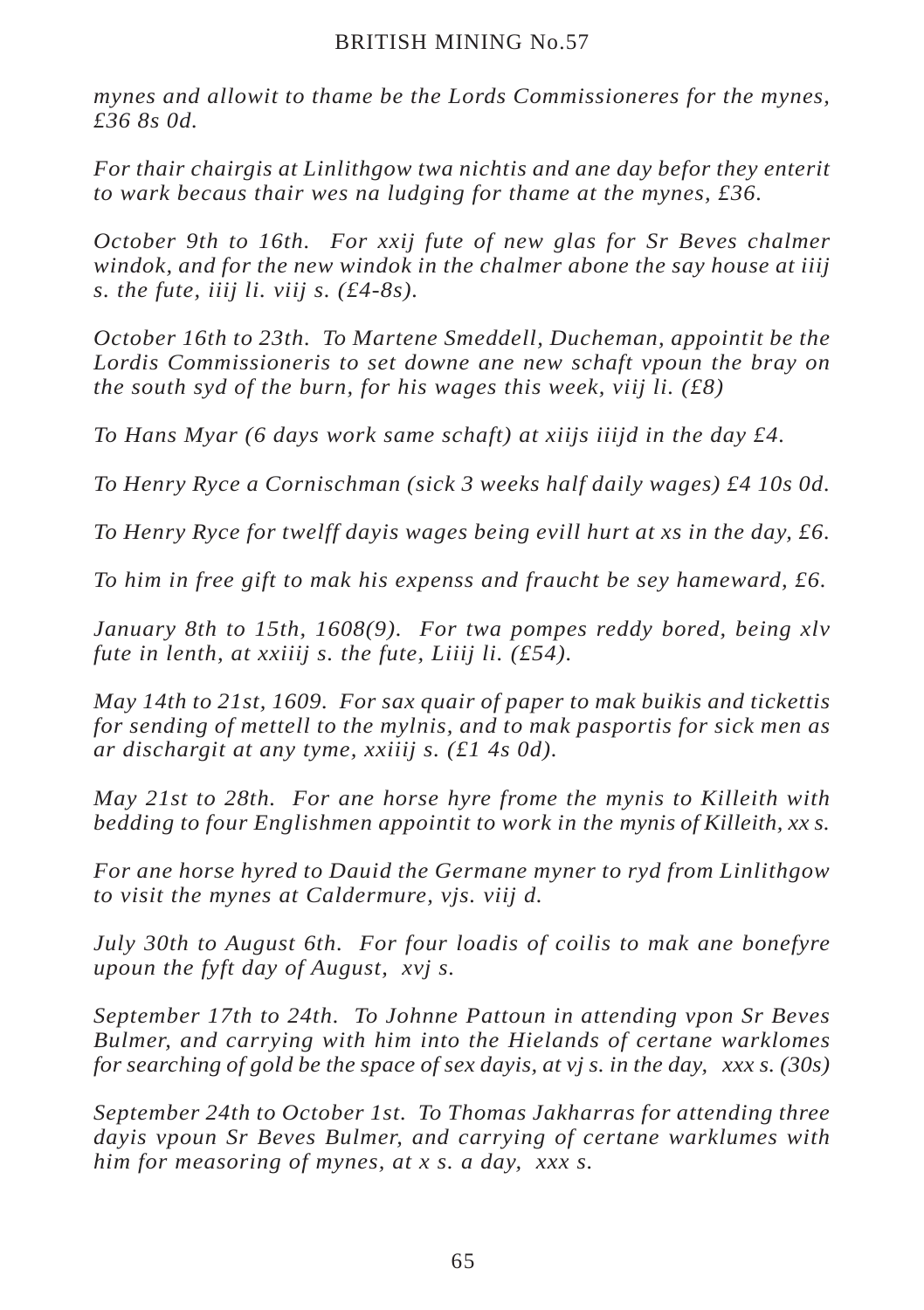*mynes and allowit to thame be the Lords Commissioneres for the mynes, £36 8s 0d.*

*For thair chairgis at Linlithgow twa nichtis and ane day befor they enterit to work becaus thair wes na ludging for thame at the mynes, £36.*

*October 9th to 16th. For xxij fute of new glas for Sr Beves chalmer windok, and for the new windok in the chalmer abone the say house at iiij s. the fute, iiij li. viij s. (£4-8s).*

*October 16th to 23th. To Martene Smeddell, Ducheman, appointit be the Lordis Commissioneris to set downe ane new schaft vpoun the bray on the south syd of the burn, for his wages this week, viij li. (£8)*

*To Hans Myar (6 days work same schaft) at xiijs iiijd in the day £4.*

*To Henry Ryce a Cornischman (sick 3 weeks half daily wages) £4 10s 0d.*

*To Henry Ryce for twelff dayis wages being evill hurt at xs in the day, £6.*

*To him in free gift to mak his expenss and fraucht be sey hameward, £6.*

*January 8th to 15th, 1608(9). For twa pompes reddy bored, being xlv fute in lenth, at xxiiij s. the fute, Liiij li. (£54).*

*May 14th to 21st, 1609. For sax quair of paper to mak buikis and tickettis for sending of mettell to the mylnis, and to mak pasportis for sick men as ar dischargit at any tyme, xxiiij s. (£1 4s 0d).*

*May 21st to 28th. For ane horse hyre frome the mynis to Killeith with bedding to four Englishmen appointit to work in the mynis of Killeith, xx s.*

*For ane horse hyred to Dauid the Germane myner to ryd from Linlithgow to visit the mynes at Caldermure, vjs. viij d.*

*July 30th to August 6th. For four loadis of coilis to mak ane bonefyre upoun the fyft day of August, xvj s.*

*September 17th to 24th. To Johnne Pattoun in attending vpon Sr Beves Bulmer, and carrying with him into the Hielands of certane warklomes for searching of gold be the space of sex dayis, at vj s. in the day, xxx s. (30s)*

*September 24th to October 1st. To Thomas Jakharras for attending three dayis vpoun Sr Beves Bulmer, and carrying of certane warklumes with him for measoring of mynes, at x s. a day, xxx s.*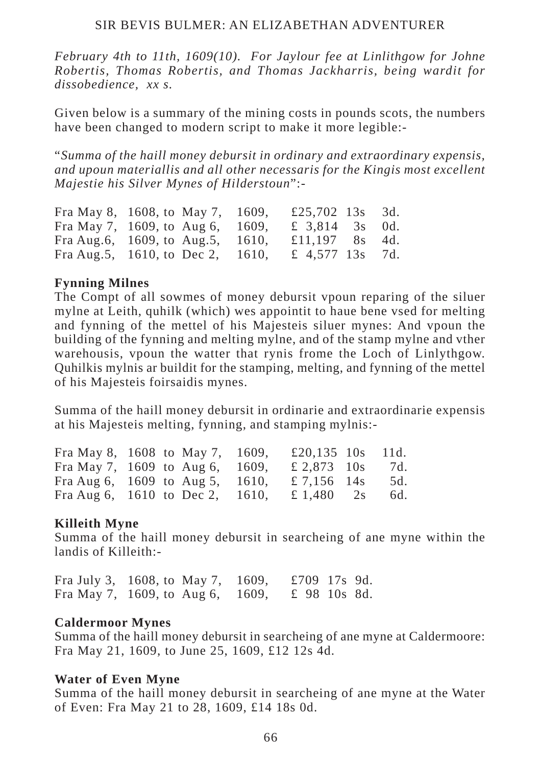*February 4th to 11th, 1609(10). For Jaylour fee at Linlithgow for Johne Robertis, Thomas Robertis, and Thomas Jackharris, being wardit for dissobedience, xx s.*

Given below is a summary of the mining costs in pounds scots, the numbers have been changed to modern script to make it more legible:-

"*Summa of the haill money debursit in ordinary and extraordinary expensis, and upoun materiallis and all other necessaris for the Kingis most excellent Majestie his Silver Mynes of Hilderstoun*":-

| | | |
|---|---|---|
| Fra May 8, 1608, to May 7, 1609, | £25,702 13s | 3d. |
| Fra May 7, 1609, to Aug 6, 1609, | £ 3,814 3s | 0d. |
| Fra Aug.6, 1609, to Aug.5, 1610, | £11,197 8s | 4d. |
| Fra Aug.5, 1610, to Dec 2, 1610, | £ 4,577 13s | 7d. |

**Fynning Milnes**

The Compt of all sowmes of money debursit vpoun reparing of the siluer mylne at Leith, quhilk (which) wes appointit to haue bene vsed for melting and fynning of the mettel of his Majesteis siluer mynes: And vpoun the building of the fynning and melting mylne, and of the stamp mylne and vther warehousis, vpoun the watter that rynis frome the Loch of Linlythgow. Quhilkis mylnis ar buildit for the stamping, melting, and fynning of the mettel of his Majesteis foirsaidis mynes.

Summa of the haill money debursit in ordinarie and extraordinarie expensis at his Majesteis melting, fynning, and stamping mylnis:-

| | | |
|---|---|---|
| Fra May 8, 1608 to May 7, 1609, | £20,135 10s | 11d. |
| Fra May 7, 1609 to Aug 6, 1609, | £ 2,873 10s | 7d. |
| Fra Aug 6, 1609 to Aug 5, 1610, | £ 7,156 14s | 5d. |
| Fra Aug 6, 1610 to Dec 2, 1610, | £ 1,480 2s | 6d. |

**Killeith Myne**

Summa of the haill money debursit in searcheing of ane myne within the landis of Killeith:-

| | |
|---|---|
| Fra July 3, 1608, to May 7, 1609, | £709 17s 9d. |
| Fra May 7, 1609, to Aug 6, 1609, | £ 98 10s 8d. |

**Caldermoor Mynes**

Summa of the haill money debursit in searcheing of ane myne at Caldermoore: Fra May 21, 1609, to June 25, 1609, £12 12s 4d.

**Water of Even Myne**

Summa of the haill money debursit in searcheing of ane myne at the Water of Even: Fra May 21 to 28, 1609, £14 18s 0d.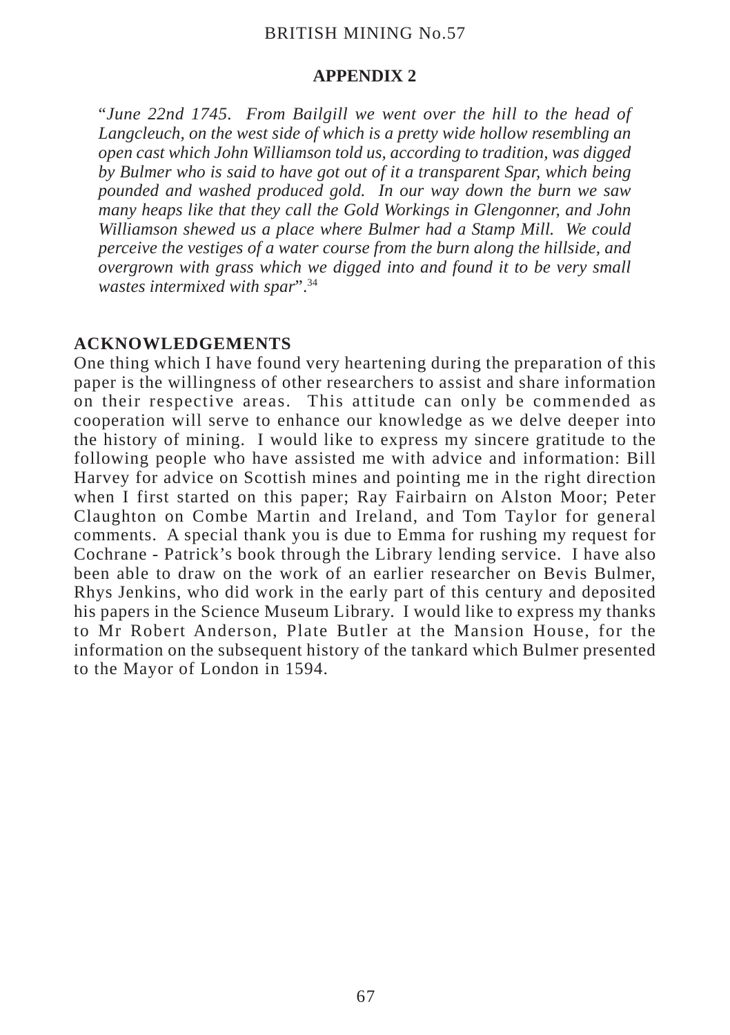## APPENDIX 2

"*June 22nd 1745. From Bailgill we went over the hill to the head of Langcleuch, on the west side of which is a pretty wide hollow resembling an open cast which John Williamson told us, according to tradition, was digged by Bulmer who is said to have got out of it a transparent Spar, which being pounded and washed produced gold. In our way down the burn we saw many heaps like that they call the Gold Workings in Glengonner, and John Williamson shewed us a place where Bulmer had a Stamp Mill. We could perceive the vestiges of a water course from the burn along the hillside, and overgrown with grass which we digged into and found it to be very small wastes intermixed with spar*".[34]

## ACKNOWLEDGEMENTS

One thing which I have found very heartening during the preparation of this paper is the willingness of other researchers to assist and share information on their respective areas. This attitude can only be commended as cooperation will serve to enhance our knowledge as we delve deeper into the history of mining. I would like to express my sincere gratitude to the following people who have assisted me with advice and information: Bill Harvey for advice on Scottish mines and pointing me in the right direction when I first started on this paper; Ray Fairbairn on Alston Moor; Peter Claughton on Combe Martin and Ireland, and Tom Taylor for general comments. A special thank you is due to Emma for rushing my request for Cochrane - Patrick's book through the Library lending service. I have also been able to draw on the work of an earlier researcher on Bevis Bulmer, Rhys Jenkins, who did work in the early part of this century and deposited his papers in the Science Museum Library. I would like to express my thanks to Mr Robert Anderson, Plate Butler at the Mansion House, for the information on the subsequent history of the tankard which Bulmer presented to the Mayor of London in 1594.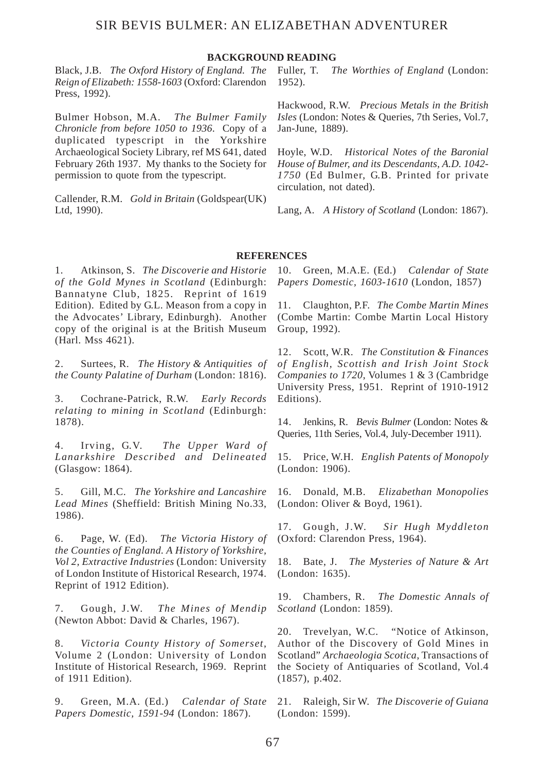## BACKGROUND READING

Black, J.B. *The Oxford History of England. The Reign of Elizabeth: 1558-1603* (Oxford: Clarendon Press, 1992).

Bulmer Hobson, M.A. *The Bulmer Family Chronicle from before 1050 to 1936*. Copy of a duplicated typescript in the Yorkshire Archaeological Society Library, ref MS 641, dated February 26th 1937. My thanks to the Society for permission to quote from the typescript.

Callender, R.M. *Gold in Britain* (Goldspear(UK) Ltd, 1990).

Fuller, T. *The Worthies of England* (London: 1952).

Hackwood, R.W. *Precious Metals in the British Isles* (London: Notes & Queries, 7th Series, Vol.7, Jan-June, 1889).

Hoyle, W.D. *Historical Notes of the Baronial House of Bulmer, and its Descendants, A.D. 1042-1750* (Ed Bulmer, G.B. Printed for private circulation, not dated).

Lang, A. *A History of Scotland* (London: 1867).

## REFERENCES

1. Atkinson, S. *The Discoverie and Historie of the Gold Mynes in Scotland* (Edinburgh: Bannatyne Club, 1825. Reprint of 1619 Edition). Edited by G.L. Meason from a copy in the Advocates' Library, Edinburgh). Another copy of the original is at the British Museum (Harl. Mss 4621).

2. Surtees, R. *The History & Antiquities of the County Palatine of Durham* (London: 1816).

3. Cochrane-Patrick, R.W. *Early Records relating to mining in Scotland* (Edinburgh: 1878).

4. Irving, G.V. *The Upper Ward of Lanarkshire Described and Delineated* (Glasgow: 1864).

5. Gill, M.C. *The Yorkshire and Lancashire Lead Mines* (Sheffield: British Mining No.33, 1986).

6. Page, W. (Ed). *The Victoria History of the Counties of England. A History of Yorkshire, Vol 2, Extractive Industries* (London: University of London Institute of Historical Research, 1974. Reprint of 1912 Edition).

7. Gough, J.W. *The Mines of Mendip* (Newton Abbot: David & Charles, 1967).

8. *Victoria County History of Somerset*, Volume 2 (London: University of London Institute of Historical Research, 1969. Reprint of 1911 Edition).

9. Green, M.A. (Ed.) *Calendar of State Papers Domestic, 1591-94* (London: 1867).

10. Green, M.A.E. (Ed.) *Calendar of State Papers Domestic, 1603-1610* (London, 1857)

11. Claughton, P.F. *The Combe Martin Mines* (Combe Martin: Combe Martin Local History Group, 1992).

12. Scott, W.R. *The Constitution & Finances of English, Scottish and Irish Joint Stock Companies to 1720*, Volumes 1 & 3 (Cambridge University Press, 1951. Reprint of 1910-1912 Editions).

14. Jenkins, R. *Bevis Bulmer* (London: Notes & Queries, 11th Series, Vol.4, July-December 1911).

15. Price, W.H. *English Patents of Monopoly* (London: 1906).

16. Donald, M.B. *Elizabethan Monopolies* (London: Oliver & Boyd, 1961).

17. Gough, J.W. *Sir Hugh Myddleton* (Oxford: Clarendon Press, 1964).

18. Bate, J. *The Mysteries of Nature & Art* (London: 1635).

19. Chambers, R. *The Domestic Annals of Scotland* (London: 1859).

20. Trevelyan, W.C. "Notice of Atkinson, Author of the Discovery of Gold Mines in Scotland" *Archaeologia Scotica*, Transactions of the Society of Antiquaries of Scotland, Vol.4 (1857), p.402.

21. Raleigh, Sir W. *The Discoverie of Guiana* (London: 1599).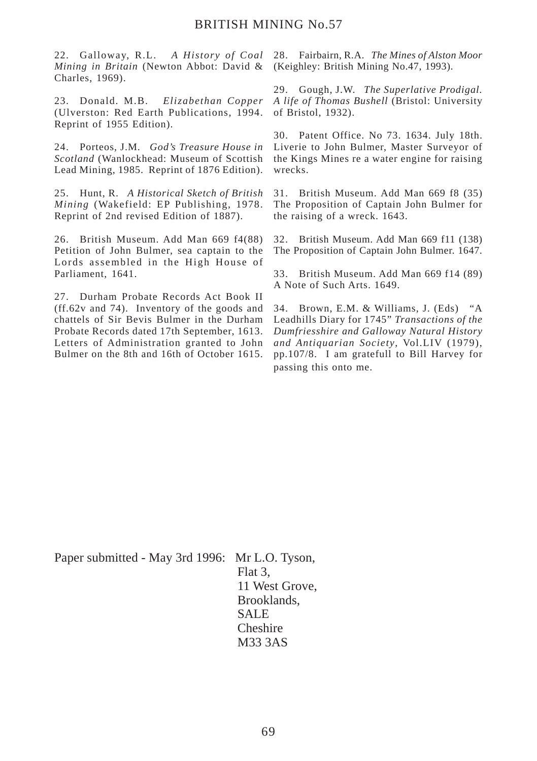22. Galloway, R.L. *A History of Coal Mining in Britain* (Newton Abbot: David & Charles, 1969).

23. Donald. M.B. *Elizabethan Copper* (Ulverston: Red Earth Publications, 1994. Reprint of 1955 Edition).

24. Porteos, J.M. *God's Treasure House in Scotland* (Wanlockhead: Museum of Scottish Lead Mining, 1985. Reprint of 1876 Edition).

25. Hunt, R. *A Historical Sketch of British Mining* (Wakefield: EP Publishing, 1978. Reprint of 2nd revised Edition of 1887).

26. British Museum. Add Man 669 f4(88) Petition of John Bulmer, sea captain to the Lords assembled in the High House of Parliament, 1641.

27. Durham Probate Records Act Book II (ff.62v and 74). Inventory of the goods and chattels of Sir Bevis Bulmer in the Durham Probate Records dated 17th September, 1613. Letters of Administration granted to John Bulmer on the 8th and 16th of October 1615.

28. Fairbairn, R.A. *The Mines of Alston Moor* (Keighley: British Mining No.47, 1993).

29. Gough, J.W. *The Superlative Prodigal. A life of Thomas Bushell* (Bristol: University of Bristol, 1932).

30. Patent Office. No 73. 1634. July 18th. Liverie to John Bulmer, Master Surveyor of the Kings Mines re a water engine for raising wrecks.

31. British Museum. Add Man 669 f8 (35) The Proposition of Captain John Bulmer for the raising of a wreck. 1643.

32. British Museum. Add Man 669 f11 (138) The Proposition of Captain John Bulmer. 1647.

33. British Museum. Add Man 669 f14 (89) A Note of Such Arts. 1649.

34. Brown, E.M. & Williams, J. (Eds) "A Leadhills Diary for 1745" *Transactions of the Dumfriesshire and Galloway Natural History and Antiquarian Society*, Vol.LIV (1979), pp.107/8. I am gratefull to Bill Harvey for passing this onto me.

Paper submitted - May 3rd 1996: Mr L.O. Tyson,
Flat 3,
11 West Grove,
Brooklands,
SALE
Cheshire
M33 3AS